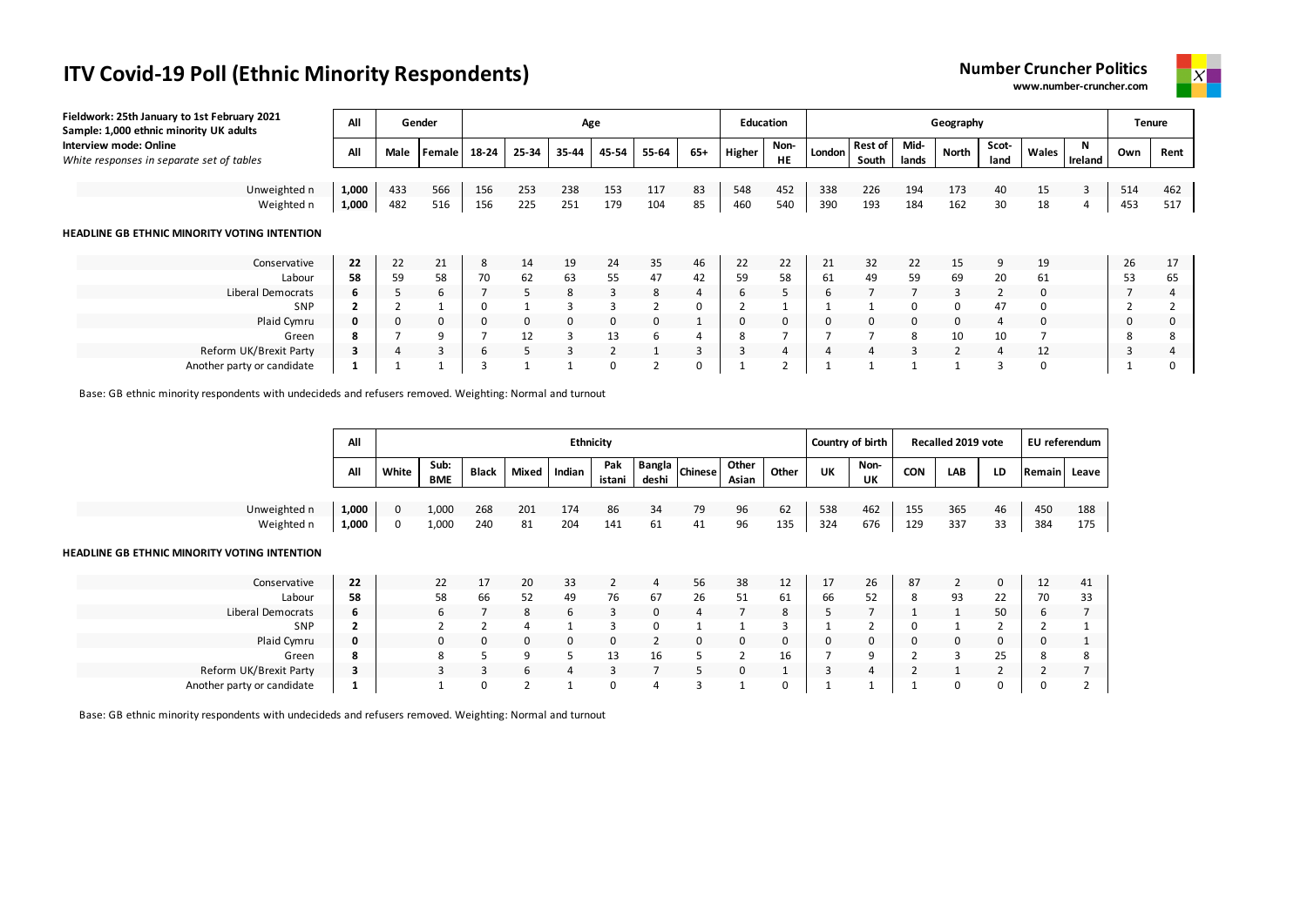# ITV Covid-19 Poll (Ethnic Minority Respondents)

**Number Cruncher Politics**
www.number-cruncher.com

Fieldwork: 25th January to 1st February 2021
Sample: 1,000 ethnic minority UK adults
Interview mode: Online
*White responses in separate set of tables*

| | All | Gender | | Age | | | | | | Education | | Geography | | | | | | | Tenure | |
|---|---|---|---|---|---|---|---|---|---|---|---|---|---|---|---|---|---|---|---|---|
| | All | Male | Female | 18-24 | 25-34 | 35-44 | 45-54 | 55-64 | 65+ | Higher | Non-HE | London | Rest of South | Mid-lands | North | Scot-land | Wales | N Ireland | Own | Rent |
| Unweighted n | 1,000 | 433 | 566 | 156 | 253 | 238 | 153 | 117 | 83 | 548 | 452 | 338 | 226 | 194 | 173 | 40 | 15 | 3 | 514 | 462 |
| Weighted n | 1,000 | 482 | 516 | 156 | 225 | 251 | 179 | 104 | 85 | 460 | 540 | 390 | 193 | 184 | 162 | 30 | 18 | 4 | 453 | 517 |

**HEADLINE GB ETHNIC MINORITY VOTING INTENTION**

| | All | Male | Female | 18-24 | 25-34 | 35-44 | 45-54 | 55-64 | 65+ | Higher | Non-HE | London | Rest of South | Mid-lands | North | Scot-land | Wales | N Ireland | Own | Rent |
|---|---|---|---|---|---|---|---|---|---|---|---|---|---|---|---|---|---|---|---|---|
| Conservative | 22 | 22 | 21 | 8 | 14 | 19 | 24 | 35 | 46 | 22 | 22 | 21 | 32 | 22 | 15 | 9 | 19 | | 26 | 17 |
| Labour | 58 | 59 | 58 | 70 | 62 | 63 | 55 | 47 | 42 | 59 | 58 | 61 | 49 | 59 | 69 | 20 | 61 | | 53 | 65 |
| Liberal Democrats | 6 | 5 | 6 | 7 | 5 | 8 | 3 | 8 | 4 | 6 | 5 | 6 | 7 | 7 | 3 | 2 | 0 | | 7 | 4 |
| SNP | 2 | 2 | 1 | 0 | 1 | 3 | 3 | 2 | 0 | 2 | 1 | 1 | 1 | 0 | 0 | 47 | 0 | | 2 | 2 |
| Plaid Cymru | 0 | 0 | 0 | 0 | 0 | 0 | 0 | 0 | 1 | 0 | 0 | 0 | 0 | 0 | 0 | 4 | 0 | | 0 | 0 |
| Green | 8 | 7 | 9 | 7 | 12 | 3 | 13 | 6 | 4 | 8 | 7 | 7 | 7 | 8 | 10 | 10 | 7 | | 8 | 8 |
| Reform UK/Brexit Party | 3 | 4 | 3 | 6 | 5 | 3 | 2 | 1 | 3 | 3 | 4 | 4 | 4 | 3 | 2 | 4 | 12 | | 3 | 4 |
| Another party or candidate | 1 | 1 | 1 | 3 | 1 | 1 | 0 | 2 | 0 | 1 | 2 | 1 | 1 | 1 | 1 | 3 | 0 | | 1 | 0 |

Base: GB ethnic minority respondents with undecideds and refusers removed. Weighting: Normal and turnout

| | All | Ethnicity | | | | | | | | | | Country of birth | | Recalled 2019 vote | | | EU referendum | |
|---|---|---|---|---|---|---|---|---|---|---|---|---|---|---|---|---|---|---|
| | All | White | Sub: BME | Black | Mixed | Indian | Pakistani | Bangladeshi | Chinese | Other Asian | Other | UK | Non-UK | CON | LAB | LD | Remain | Leave |
| Unweighted n | 1,000 | 0 | 1,000 | 268 | 201 | 174 | 86 | 34 | 79 | 96 | 62 | 538 | 462 | 155 | 365 | 46 | 450 | 188 |
| Weighted n | 1,000 | 0 | 1,000 | 240 | 81 | 204 | 141 | 61 | 41 | 96 | 135 | 324 | 676 | 129 | 337 | 33 | 384 | 175 |

**HEADLINE GB ETHNIC MINORITY VOTING INTENTION**

| | All | White | Sub: BME | Black | Mixed | Indian | Pakistani | Bangladeshi | Chinese | Other Asian | Other | UK | Non-UK | CON | LAB | LD | Remain | Leave |
|---|---|---|---|---|---|---|---|---|---|---|---|---|---|---|---|---|---|---|
| Conservative | 22 | | 22 | 17 | 20 | 33 | 2 | 4 | 56 | 38 | 12 | 17 | 26 | 87 | 2 | 0 | 12 | 41 |
| Labour | 58 | | 58 | 66 | 52 | 49 | 76 | 67 | 26 | 51 | 61 | 66 | 52 | 8 | 93 | 22 | 70 | 33 |
| Liberal Democrats | 6 | | 6 | 7 | 8 | 6 | 3 | 0 | 4 | 7 | 8 | 5 | 7 | 1 | 1 | 50 | 6 | 7 |
| SNP | 2 | | 2 | 2 | 4 | 1 | 3 | 0 | 1 | 1 | 3 | 1 | 2 | 0 | 1 | 2 | 2 | 1 |
| Plaid Cymru | 0 | | 0 | 0 | 0 | 0 | 0 | 2 | 0 | 0 | 0 | 0 | 0 | 0 | 0 | 0 | 0 | 1 |
| Green | 8 | | 8 | 5 | 9 | 5 | 13 | 16 | 5 | 2 | 16 | 7 | 9 | 2 | 3 | 25 | 8 | 8 |
| Reform UK/Brexit Party | 3 | | 3 | 3 | 6 | 4 | 3 | 7 | 5 | 0 | 1 | 3 | 4 | 2 | 1 | 2 | 2 | 7 |
| Another party or candidate | 1 | | 1 | 0 | 2 | 1 | 0 | 4 | 3 | 1 | 0 | 1 | 1 | 1 | 0 | 0 | 0 | 2 |

Base: GB ethnic minority respondents with undecideds and refusers removed. Weighting: Normal and turnout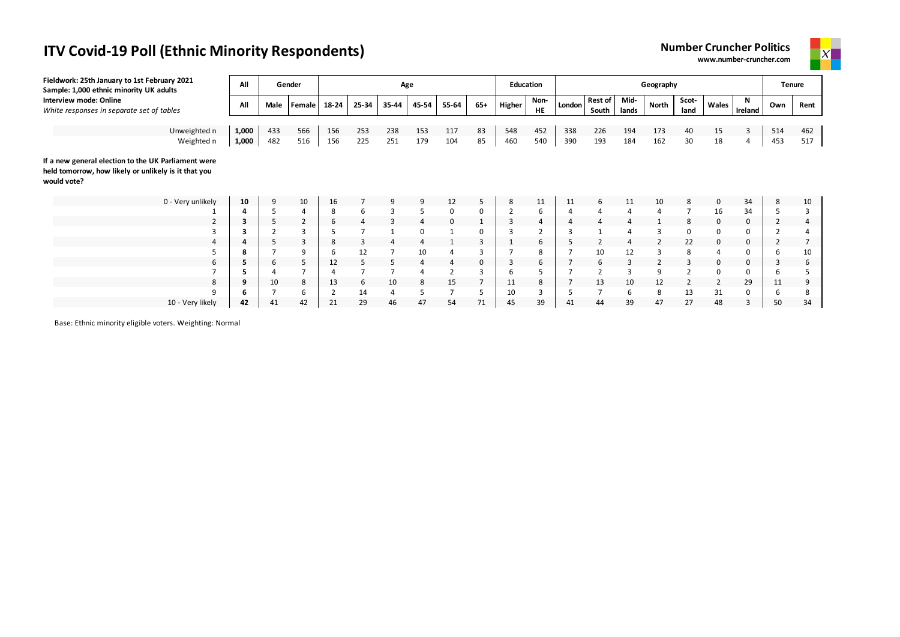# ITV Covid-19 Poll (Ethnic Minority Respondents)

**Number Cruncher Politics**
**www.number-cruncher.com**

**Fieldwork: 25th January to 1st February 2021**
**Sample: 1,000 ethnic minority UK adults**
**Interview mode: Online**
*White responses in separate set of tables*

| | All | Gender | | Age | | | | | | Education | | Geography | | | | | | | Tenure | |
|---|---|---|---|---|---|---|---|---|---|---|---|---|---|---|---|---|---|---|---|---|
| | All | Male | Female | 18-24 | 25-34 | 35-44 | 45-54 | 55-64 | 65+ | Higher | Non-HE | London | Rest of South | Mid-lands | North | Scot-land | Wales | N Ireland | Own | Rent |
| Unweighted n | **1,000** | 433 | 566 | 156 | 253 | 238 | 153 | 117 | 83 | 548 | 452 | 338 | 226 | 194 | 173 | 40 | 15 | 3 | 514 | 462 |
| Weighted n | **1,000** | 482 | 516 | 156 | 225 | 251 | 179 | 104 | 85 | 460 | 540 | 390 | 193 | 184 | 162 | 30 | 18 | 4 | 453 | 517 |

**If a new general election to the UK Parliament were held tomorrow, how likely or unlikely is it that you would vote?**

| | All | Male | Female | 18-24 | 25-34 | 35-44 | 45-54 | 55-64 | 65+ | Higher | Non-HE | London | Rest of South | Mid-lands | North | Scot-land | Wales | N Ireland | Own | Rent |
|---|---|---|---|---|---|---|---|---|---|---|---|---|---|---|---|---|---|---|---|---|
| 0 - Very unlikely | **10** | 9 | 10 | 16 | 7 | 9 | 9 | 12 | 5 | 8 | 11 | 11 | 6 | 11 | 10 | 8 | 0 | 34 | 8 | 10 |
| 1 | **4** | 5 | 4 | 8 | 6 | 3 | 5 | 0 | 0 | 2 | 6 | 4 | 4 | 4 | 4 | 7 | 16 | 34 | 5 | 3 |
| 2 | **3** | 5 | 2 | 6 | 4 | 3 | 4 | 0 | 1 | 3 | 4 | 4 | 4 | 4 | 1 | 8 | 0 | 0 | 2 | 4 |
| 3 | **3** | 2 | 3 | 5 | 7 | 1 | 0 | 1 | 0 | 3 | 2 | 3 | 1 | 4 | 3 | 0 | 0 | 0 | 2 | 4 |
| 4 | **4** | 5 | 3 | 8 | 3 | 4 | 4 | 1 | 3 | 1 | 6 | 5 | 2 | 4 | 2 | 22 | 0 | 0 | 2 | 7 |
| 5 | **8** | 7 | 9 | 6 | 12 | 7 | 10 | 4 | 3 | 7 | 8 | 7 | 10 | 12 | 3 | 8 | 4 | 0 | 6 | 10 |
| 6 | **5** | 6 | 5 | 12 | 5 | 5 | 4 | 4 | 0 | 3 | 6 | 7 | 6 | 3 | 2 | 3 | 0 | 0 | 3 | 6 |
| 7 | **5** | 4 | 7 | 4 | 7 | 7 | 4 | 2 | 3 | 6 | 5 | 7 | 2 | 3 | 9 | 2 | 0 | 0 | 6 | 5 |
| 8 | **9** | 10 | 8 | 13 | 6 | 10 | 8 | 15 | 7 | 11 | 8 | 7 | 13 | 10 | 12 | 2 | 2 | 29 | 11 | 9 |
| 9 | **6** | 7 | 6 | 2 | 14 | 4 | 5 | 7 | 5 | 10 | 3 | 5 | 7 | 6 | 8 | 13 | 31 | 0 | 6 | 8 |
| 10 - Very likely | **42** | 41 | 42 | 21 | 29 | 46 | 47 | 54 | 71 | 45 | 39 | 41 | 44 | 39 | 47 | 27 | 48 | 3 | 50 | 34 |

Base: Ethnic minority eligible voters. Weighting: Normal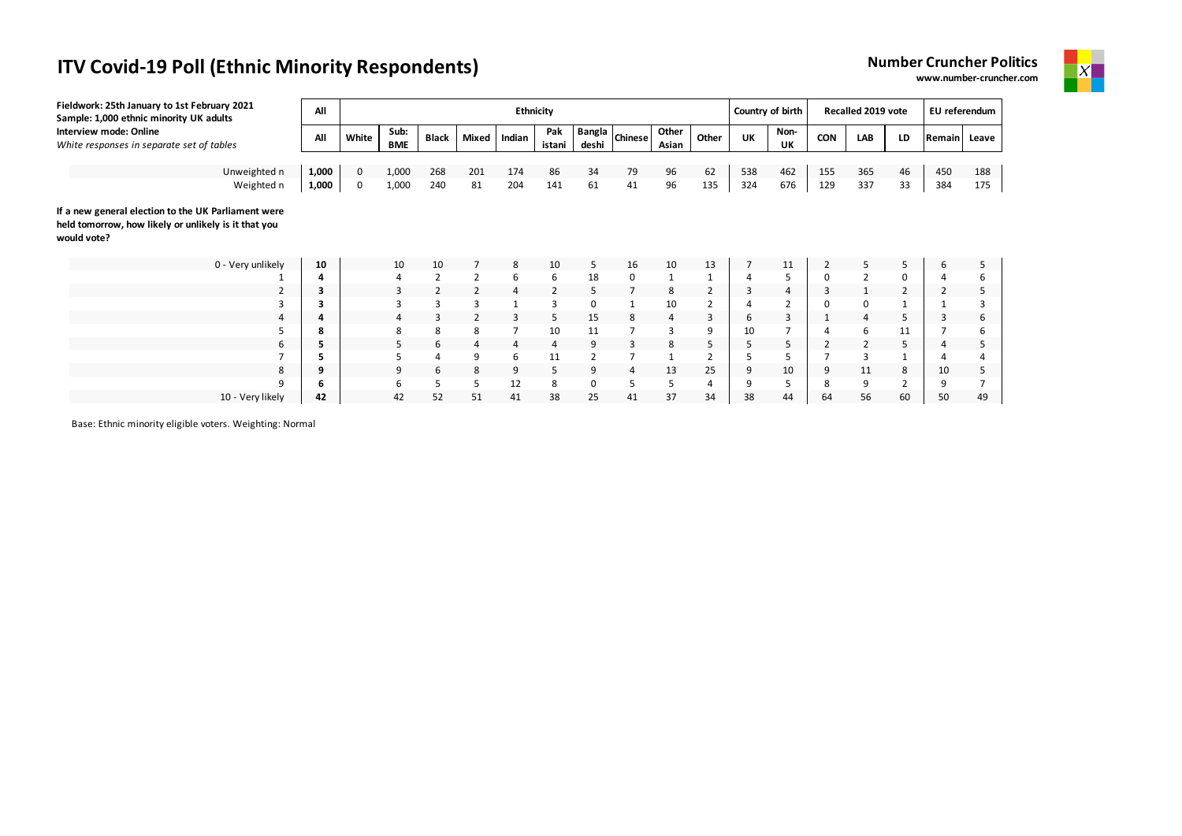# ITV Covid-19 Poll (Ethnic Minority Respondents)

**Number Cruncher Politics**
**www.number-cruncher.com**

**Fieldwork: 25th January to 1st February 2021**
**Sample: 1,000 ethnic minority UK adults**
**Interview mode: Online**
*White responses in separate set of tables*

| | All | Ethnicity | | | | | | | | | | Country of birth | | Recalled 2019 vote | | | EU referendum | |
|---|---|---|---|---|---|---|---|---|---|---|---|---|---|---|---|---|---|---|
| | All | White | Sub: BME | Black | Mixed | Indian | Pakistani | Bangladeshi | Chinese | Other Asian | Other | UK | Non-UK | CON | LAB | LD | Remain | Leave |
| Unweighted n | **1,000** | 0 | 1,000 | 268 | 201 | 174 | 86 | 34 | 79 | 96 | 62 | 538 | 462 | 155 | 365 | 46 | 450 | 188 |
| Weighted n | **1,000** | 0 | 1,000 | 240 | 81 | 204 | 141 | 61 | 41 | 96 | 135 | 324 | 676 | 129 | 337 | 33 | 384 | 175 |

**If a new general election to the UK Parliament were held tomorrow, how likely or unlikely is it that you would vote?**

| | All | White | Sub: BME | Black | Mixed | Indian | Pakistani | Bangladeshi | Chinese | Other Asian | Other | UK | Non-UK | CON | LAB | LD | Remain | Leave |
|---|---|---|---|---|---|---|---|---|---|---|---|---|---|---|---|---|---|---|
| 0 - Very unlikely | **10** | | 10 | 10 | 7 | 8 | 10 | 5 | 16 | 10 | 13 | 7 | 11 | 2 | 5 | 5 | 6 | 5 |
| 1 | **4** | | 4 | 2 | 2 | 6 | 6 | 18 | 0 | 1 | 1 | 4 | 5 | 0 | 2 | 0 | 4 | 6 |
| 2 | **3** | | 3 | 2 | 2 | 4 | 2 | 5 | 7 | 8 | 2 | 3 | 4 | 3 | 1 | 2 | 2 | 5 |
| 3 | **3** | | 3 | 3 | 3 | 1 | 3 | 0 | 1 | 10 | 2 | 4 | 2 | 0 | 0 | 1 | 1 | 3 |
| 4 | **4** | | 4 | 3 | 2 | 3 | 5 | 15 | 8 | 4 | 3 | 6 | 3 | 1 | 4 | 5 | 3 | 6 |
| 5 | **8** | | 8 | 8 | 8 | 7 | 10 | 11 | 7 | 3 | 9 | 10 | 7 | 4 | 6 | 11 | 7 | 6 |
| 6 | **5** | | 5 | 6 | 4 | 4 | 4 | 9 | 3 | 8 | 5 | 5 | 5 | 2 | 2 | 5 | 4 | 5 |
| 7 | **5** | | 5 | 4 | 9 | 6 | 11 | 2 | 7 | 1 | 2 | 5 | 5 | 7 | 3 | 1 | 4 | 4 |
| 8 | **9** | | 9 | 6 | 8 | 9 | 5 | 9 | 4 | 13 | 25 | 9 | 10 | 9 | 11 | 8 | 10 | 5 |
| 9 | **6** | | 6 | 5 | 5 | 12 | 8 | 0 | 5 | 5 | 4 | 9 | 5 | 8 | 9 | 2 | 9 | 7 |
| 10 - Very likely | **42** | | 42 | 52 | 51 | 41 | 38 | 25 | 41 | 37 | 34 | 38 | 44 | 64 | 56 | 60 | 50 | 49 |

Base: Ethnic minority eligible voters. Weighting: Normal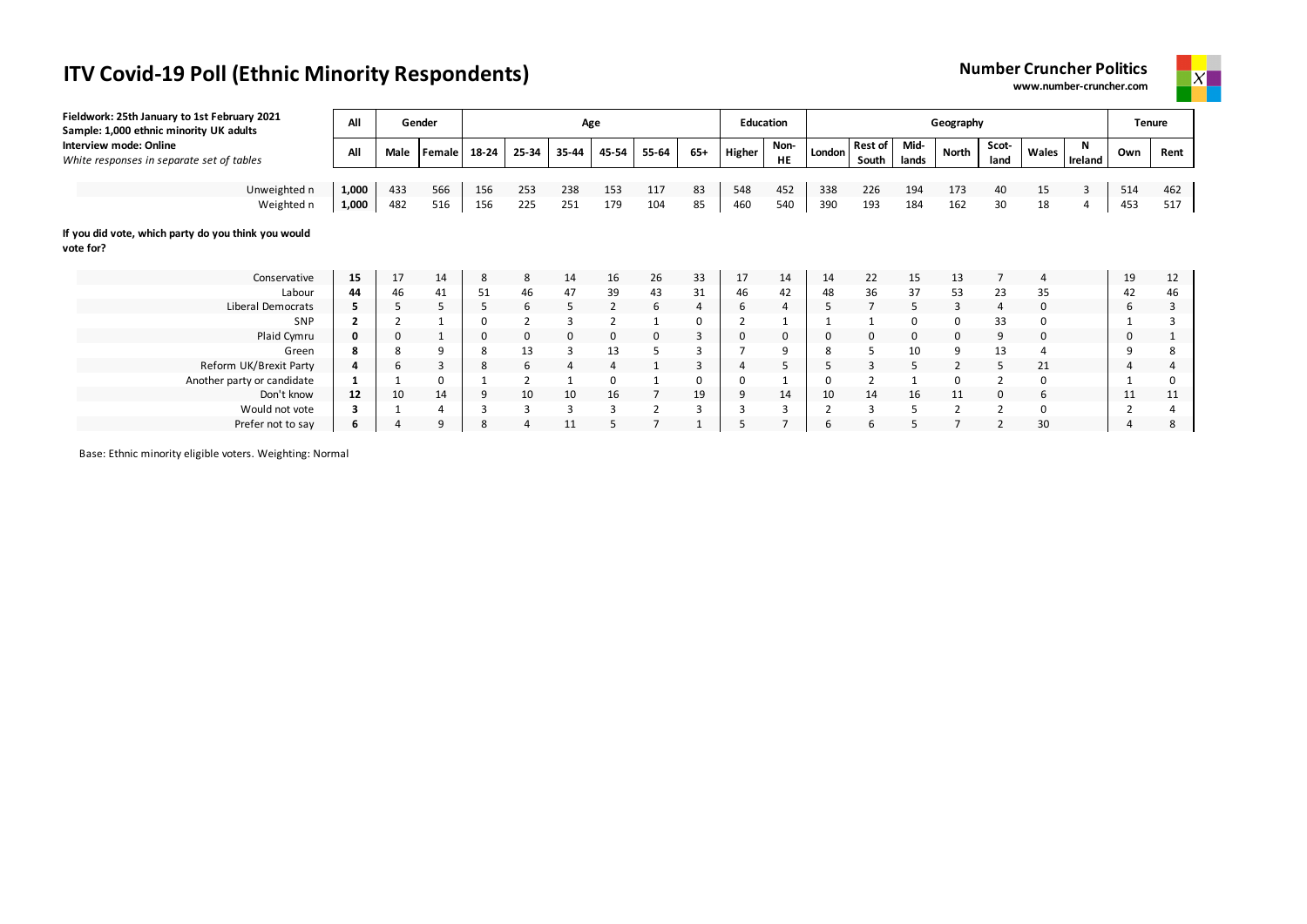# ITV Covid-19 Poll (Ethnic Minority Respondents)

**Number Cruncher Politics**
**www.number-cruncher.com**

**Fieldwork: 25th January to 1st February 2021**
**Sample: 1,000 ethnic minority UK adults**
**Interview mode: Online**
*White responses in separate set of tables*

| | All | Gender | | Age | | | | | | Education | | Geography | | | | | | | Tenure | |
|---|---|---|---|---|---|---|---|---|---|---|---|---|---|---|---|---|---|---|---|---|
| | All | Male | Female | 18-24 | 25-34 | 35-44 | 45-54 | 55-64 | 65+ | Higher | Non-HE | London | Rest of South | Mid-lands | North | Scot-land | Wales | N Ireland | Own | Rent |
| Unweighted n | **1,000** | 433 | 566 | 156 | 253 | 238 | 153 | 117 | 83 | 548 | 452 | 338 | 226 | 194 | 173 | 40 | 15 | 3 | 514 | 462 |
| Weighted n | **1,000** | 482 | 516 | 156 | 225 | 251 | 179 | 104 | 85 | 460 | 540 | 390 | 193 | 184 | 162 | 30 | 18 | 4 | 453 | 517 |
| **If you did vote, which party do you think you would vote for?** | | | | | | | | | | | | | | | | | | | | |
| Conservative | **15** | 17 | 14 | 8 | 8 | 14 | 16 | 26 | 33 | 17 | 14 | 14 | 22 | 15 | 13 | 7 | 4 | | 19 | 12 |
| Labour | **44** | 46 | 41 | 51 | 46 | 47 | 39 | 43 | 31 | 46 | 42 | 48 | 36 | 37 | 53 | 23 | 35 | | 42 | 46 |
| Liberal Democrats | **5** | 5 | 5 | 5 | 6 | 5 | 2 | 6 | 4 | 6 | 4 | 5 | 7 | 5 | 3 | 4 | 0 | | 6 | 3 |
| SNP | **2** | 2 | 1 | 0 | 2 | 3 | 2 | 1 | 0 | 2 | 1 | 1 | 1 | 0 | 0 | 33 | 0 | | 1 | 3 |
| Plaid Cymru | **0** | 0 | 1 | 0 | 0 | 0 | 0 | 0 | 3 | 0 | 0 | 0 | 0 | 0 | 0 | 9 | 0 | | 0 | 1 |
| Green | **8** | 8 | 9 | 8 | 13 | 3 | 13 | 5 | 3 | 7 | 9 | 8 | 5 | 10 | 9 | 13 | 4 | | 9 | 8 |
| Reform UK/Brexit Party | **4** | 6 | 3 | 8 | 6 | 4 | 4 | 1 | 3 | 4 | 5 | 5 | 3 | 5 | 2 | 5 | 21 | | 4 | 4 |
| Another party or candidate | **1** | 1 | 0 | 1 | 2 | 1 | 0 | 1 | 0 | 0 | 1 | 0 | 2 | 1 | 0 | 2 | 0 | | 1 | 0 |
| Don't know | **12** | 10 | 14 | 9 | 10 | 10 | 16 | 7 | 19 | 9 | 14 | 10 | 14 | 16 | 11 | 0 | 6 | | 11 | 11 |
| Would not vote | **3** | 1 | 4 | 3 | 3 | 3 | 3 | 2 | 3 | 3 | 3 | 2 | 3 | 5 | 2 | 2 | 0 | | 2 | 4 |
| Prefer not to say | **6** | 4 | 9 | 8 | 4 | 11 | 5 | 7 | 1 | 5 | 7 | 6 | 6 | 5 | 7 | 2 | 30 | | 4 | 8 |

Base: Ethnic minority eligible voters. Weighting: Normal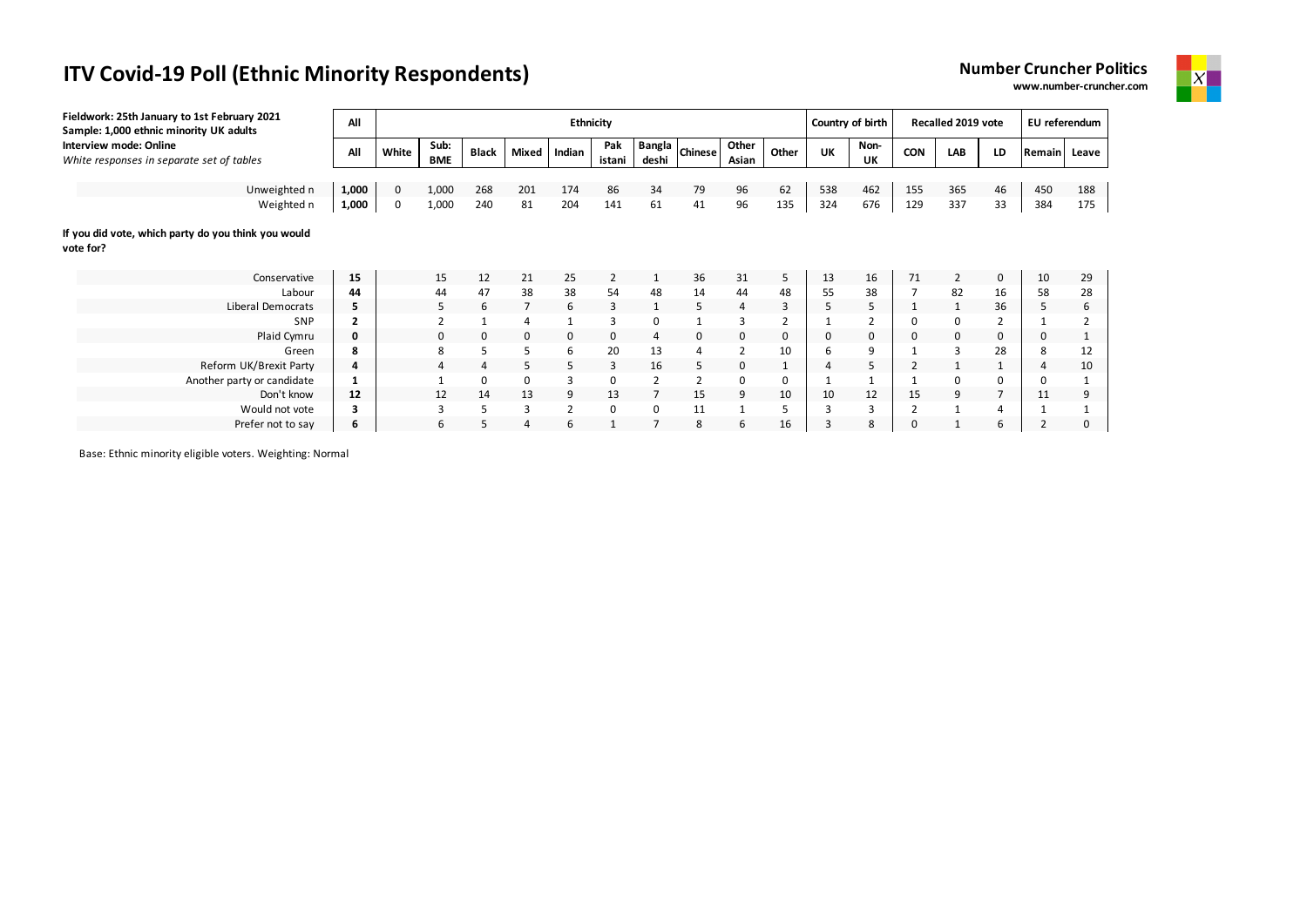# ITV Covid-19 Poll (Ethnic Minority Respondents)

**Number Cruncher Politics**
**www.number-cruncher.com**

**Fieldwork: 25th January to 1st February 2021**
**Sample: 1,000 ethnic minority UK adults**
**Interview mode: Online**
*White responses in separate set of tables*

| | All | Ethnicity | | | | | | | | | | Country of birth | | Recalled 2019 vote | | | EU referendum | |
|---|---|---|---|---|---|---|---|---|---|---|---|---|---|---|---|---|---|---|
| | All | White | Sub: BME | Black | Mixed | Indian | Pak istani | Bangla deshi | Chinese | Other Asian | Other | UK | Non-UK | CON | LAB | LD | Remain | Leave |
| Unweighted n | 1,000 | 0 | 1,000 | 268 | 201 | 174 | 86 | 34 | 79 | 96 | 62 | 538 | 462 | 155 | 365 | 46 | 450 | 188 |
| Weighted n | 1,000 | 0 | 1,000 | 240 | 81 | 204 | 141 | 61 | 41 | 96 | 135 | 324 | 676 | 129 | 337 | 33 | 384 | 175 |
| **If you did vote, which party do you think you would vote for?** | | | | | | | | | | | | | | | | | | |
| Conservative | 15 | | 15 | 12 | 21 | 25 | 2 | 1 | 36 | 31 | 5 | 13 | 16 | 71 | 2 | 0 | 10 | 29 |
| Labour | 44 | | 44 | 47 | 38 | 38 | 54 | 48 | 14 | 44 | 48 | 55 | 38 | 7 | 82 | 16 | 58 | 28 |
| Liberal Democrats | 5 | | 5 | 6 | 7 | 6 | 3 | 1 | 5 | 4 | 3 | 5 | 5 | 1 | 1 | 36 | 5 | 6 |
| SNP | 2 | | 2 | 1 | 4 | 1 | 3 | 0 | 1 | 3 | 2 | 1 | 2 | 0 | 0 | 2 | 1 | 2 |
| Plaid Cymru | 0 | | 0 | 0 | 0 | 0 | 0 | 4 | 0 | 0 | 0 | 0 | 0 | 0 | 0 | 0 | 0 | 1 |
| Green | 8 | | 8 | 5 | 5 | 6 | 20 | 13 | 4 | 2 | 10 | 6 | 9 | 1 | 3 | 28 | 8 | 12 |
| Reform UK/Brexit Party | 4 | | 4 | 4 | 5 | 5 | 3 | 16 | 5 | 0 | 1 | 4 | 5 | 2 | 1 | 1 | 4 | 10 |
| Another party or candidate | 1 | | 1 | 0 | 0 | 3 | 0 | 2 | 2 | 0 | 0 | 1 | 1 | 1 | 0 | 0 | 0 | 1 |
| Don't know | 12 | | 12 | 14 | 13 | 9 | 13 | 7 | 15 | 9 | 10 | 10 | 12 | 15 | 9 | 7 | 11 | 9 |
| Would not vote | 3 | | 3 | 5 | 3 | 2 | 0 | 0 | 11 | 1 | 5 | 3 | 3 | 2 | 1 | 4 | 1 | 1 |
| Prefer not to say | 6 | | 6 | 5 | 4 | 6 | 1 | 7 | 8 | 6 | 16 | 3 | 8 | 0 | 1 | 6 | 2 | 0 |

Base: Ethnic minority eligible voters. Weighting: Normal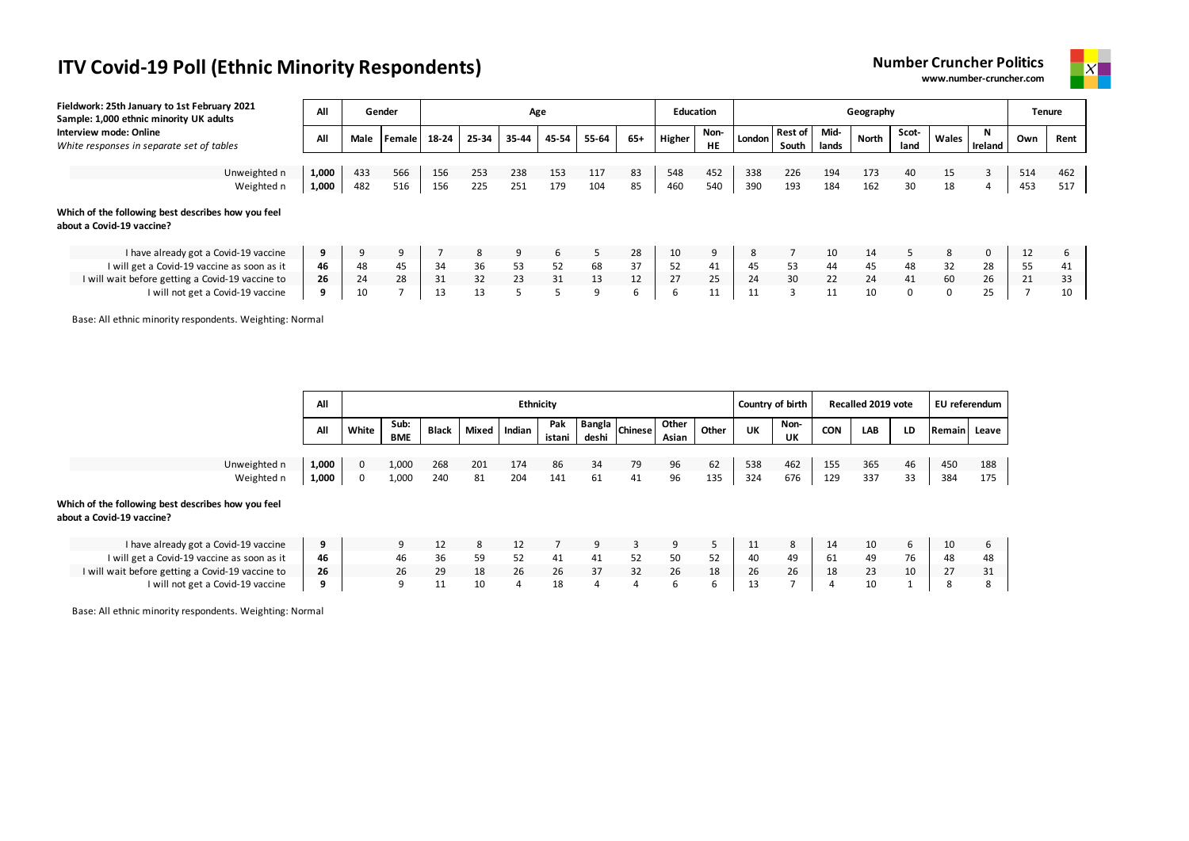# ITV Covid-19 Poll (Ethnic Minority Respondents)

**Number Cruncher Politics**
www.number-cruncher.com

**Fieldwork: 25th January to 1st February 2021**
**Sample: 1,000 ethnic minority UK adults**
**Interview mode: Online**
*White responses in separate set of tables*

| | All | Gender | | Age | | | | | | Education | | Geography | | | | | | | Tenure | |
|---|---|---|---|---|---|---|---|---|---|---|---|---|---|---|---|---|---|---|---|---|
| | All | Male | Female | 18-24 | 25-34 | 35-44 | 45-54 | 55-64 | 65+ | Higher | Non-HE | London | Rest of South | Mid-lands | North | Scot-land | Wales | N Ireland | Own | Rent |
| Unweighted n | 1,000 | 433 | 566 | 156 | 253 | 238 | 153 | 117 | 83 | 548 | 452 | 338 | 226 | 194 | 173 | 40 | 15 | 3 | 514 | 462 |
| Weighted n | 1,000 | 482 | 516 | 156 | 225 | 251 | 179 | 104 | 85 | 460 | 540 | 390 | 193 | 184 | 162 | 30 | 18 | 4 | 453 | 517 |
| **Which of the following best describes how you feel about a Covid-19 vaccine?** | | | | | | | | | | | | | | | | | | | | |
| I have already got a Covid-19 vaccine | **9** | 9 | 9 | 7 | 8 | 9 | 6 | 5 | 28 | 10 | 9 | 8 | 7 | 10 | 14 | 5 | 8 | 0 | 12 | 6 |
| I will get a Covid-19 vaccine as soon as it | **46** | 48 | 45 | 34 | 36 | 53 | 52 | 68 | 37 | 52 | 41 | 45 | 53 | 44 | 45 | 48 | 32 | 28 | 55 | 41 |
| I will wait before getting a Covid-19 vaccine to | **26** | 24 | 28 | 31 | 32 | 23 | 31 | 13 | 12 | 27 | 25 | 24 | 30 | 22 | 24 | 41 | 60 | 26 | 21 | 33 |
| I will not get a Covid-19 vaccine | **9** | 10 | 7 | 13 | 13 | 5 | 5 | 9 | 6 | 6 | 11 | 11 | 3 | 11 | 10 | 0 | 0 | 25 | 7 | 10 |

Base: All ethnic minority respondents. Weighting: Normal

| | All | Ethnicity | | | | | | | | | | Country of birth | | Recalled 2019 vote | | | EU referendum | |
|---|---|---|---|---|---|---|---|---|---|---|---|---|---|---|---|---|---|---|
| | All | White | Sub: BME | Black | Mixed | Indian | Pakistani | Bangladeshi | Chinese | Other Asian | Other | UK | Non-UK | CON | LAB | LD | Remain | Leave |
| Unweighted n | 1,000 | 0 | 1,000 | 268 | 201 | 174 | 86 | 34 | 79 | 96 | 62 | 538 | 462 | 155 | 365 | 46 | 450 | 188 |
| Weighted n | 1,000 | 0 | 1,000 | 240 | 81 | 204 | 141 | 61 | 41 | 96 | 135 | 324 | 676 | 129 | 337 | 33 | 384 | 175 |
| **Which of the following best describes how you feel about a Covid-19 vaccine?** | | | | | | | | | | | | | | | | | | |
| I have already got a Covid-19 vaccine | **9** | | 9 | 12 | 8 | 12 | 7 | 9 | 3 | 9 | 5 | 11 | 8 | 14 | 10 | 6 | 10 | 6 |
| I will get a Covid-19 vaccine as soon as it | **46** | | 46 | 36 | 59 | 52 | 41 | 41 | 52 | 50 | 52 | 40 | 49 | 61 | 49 | 76 | 48 | 48 |
| I will wait before getting a Covid-19 vaccine to | **26** | | 26 | 29 | 18 | 26 | 26 | 37 | 32 | 26 | 18 | 26 | 26 | 18 | 23 | 10 | 27 | 31 |
| I will not get a Covid-19 vaccine | **9** | | 9 | 11 | 10 | 4 | 18 | 4 | 4 | 6 | 6 | 13 | 7 | 4 | 10 | 1 | 8 | 8 |

Base: All ethnic minority respondents. Weighting: Normal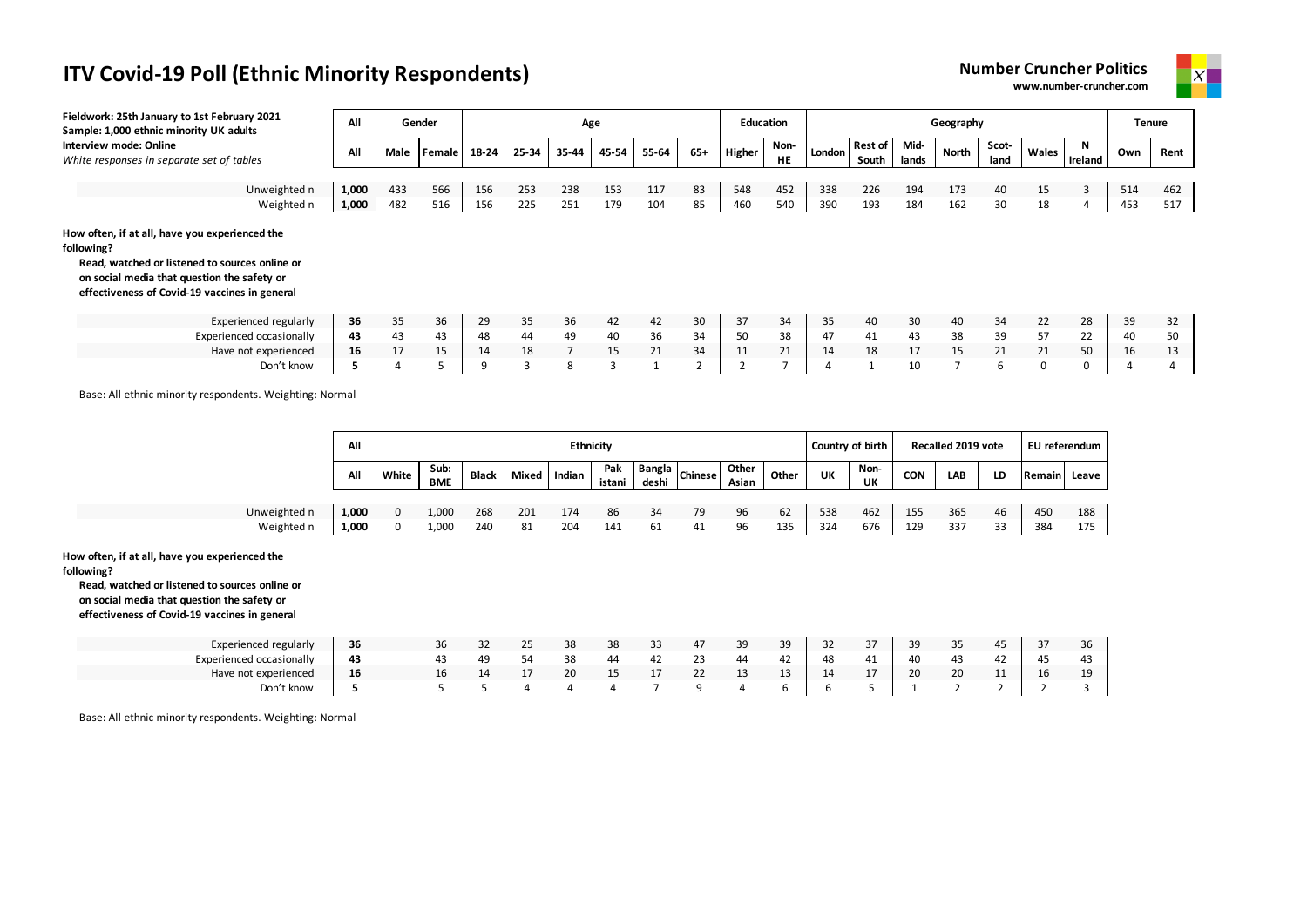# ITV Covid-19 Poll (Ethnic Minority Respondents)

**Number Cruncher Politics**
**www.number-cruncher.com**

**Fieldwork: 25th January to 1st February 2021**
**Sample: 1,000 ethnic minority UK adults**
**Interview mode: Online**
*White responses in separate set of tables*

| | All | Gender | | Age | | | | | | Education | | Geography | | | | | | | Tenure | |
|---|---|---|---|---|---|---|---|---|---|---|---|---|---|---|---|---|---|---|---|---|
| | All | Male | Female | 18-24 | 25-34 | 35-44 | 45-54 | 55-64 | 65+ | Higher | Non-HE | London | Rest of South | Mid-lands | North | Scot-land | Wales | N Ireland | Own | Rent |
| Unweighted n | **1,000** | 433 | 566 | 156 | 253 | 238 | 153 | 117 | 83 | 548 | 452 | 338 | 226 | 194 | 173 | 40 | 15 | 3 | 514 | 462 |
| Weighted n | **1,000** | 482 | 516 | 156 | 225 | 251 | 179 | 104 | 85 | 460 | 540 | 390 | 193 | 184 | 162 | 30 | 18 | 4 | 453 | 517 |

**How often, if at all, have you experienced the following?**
**Read, watched or listened to sources online or on social media that question the safety or effectiveness of Covid-19 vaccines in general**

| | All | Male | Female | 18-24 | 25-34 | 35-44 | 45-54 | 55-64 | 65+ | Higher | Non-HE | London | Rest of South | Mid-lands | North | Scot-land | Wales | N Ireland | Own | Rent |
|---|---|---|---|---|---|---|---|---|---|---|---|---|---|---|---|---|---|---|---|---|
| Experienced regularly | **36** | 35 | 36 | 29 | 35 | 36 | 42 | 42 | 30 | 37 | 34 | 35 | 40 | 30 | 40 | 34 | 22 | 28 | 39 | 32 |
| Experienced occasionally | **43** | 43 | 43 | 48 | 44 | 49 | 40 | 36 | 34 | 50 | 38 | 47 | 41 | 43 | 38 | 39 | 57 | 22 | 40 | 50 |
| Have not experienced | **16** | 17 | 15 | 14 | 18 | 7 | 15 | 21 | 34 | 11 | 21 | 14 | 18 | 17 | 15 | 21 | 21 | 50 | 16 | 13 |
| Don't know | **5** | 4 | 5 | 9 | 3 | 8 | 3 | 1 | 2 | 2 | 7 | 4 | 1 | 10 | 7 | 6 | 0 | 0 | 4 | 4 |

Base: All ethnic minority respondents. Weighting: Normal

| | All | Ethnicity | | | | | | | | | | Country of birth | | Recalled 2019 vote | | | EU referendum | |
|---|---|---|---|---|---|---|---|---|---|---|---|---|---|---|---|---|---|---|
| | All | White | Sub: BME | Black | Mixed | Indian | Pak istani | Bangla deshi | Chinese | Other Asian | Other | UK | Non-UK | CON | LAB | LD | Remain | Leave |
| Unweighted n | **1,000** | 0 | 1,000 | 268 | 201 | 174 | 86 | 34 | 79 | 96 | 62 | 538 | 462 | 155 | 365 | 46 | 450 | 188 |
| Weighted n | **1,000** | 0 | 1,000 | 240 | 81 | 204 | 141 | 61 | 41 | 96 | 135 | 324 | 676 | 129 | 337 | 33 | 384 | 175 |

**How often, if at all, have you experienced the following?**
**Read, watched or listened to sources online or on social media that question the safety or effectiveness of Covid-19 vaccines in general**

| | All | White | Sub: BME | Black | Mixed | Indian | Pak istani | Bangla deshi | Chinese | Other Asian | Other | UK | Non-UK | CON | LAB | LD | Remain | Leave |
|---|---|---|---|---|---|---|---|---|---|---|---|---|---|---|---|---|---|---|
| Experienced regularly | **36** | | 36 | 32 | 25 | 38 | 38 | 33 | 47 | 39 | 39 | 32 | 37 | 39 | 35 | 45 | 37 | 36 |
| Experienced occasionally | **43** | | 43 | 49 | 54 | 38 | 44 | 42 | 23 | 44 | 42 | 48 | 41 | 40 | 43 | 42 | 45 | 43 |
| Have not experienced | **16** | | 16 | 14 | 17 | 20 | 15 | 17 | 22 | 13 | 13 | 14 | 17 | 20 | 20 | 11 | 16 | 19 |
| Don't know | **5** | | 5 | 5 | 4 | 4 | 4 | 7 | 9 | 4 | 6 | 6 | 5 | 1 | 2 | 2 | 2 | 3 |

Base: All ethnic minority respondents. Weighting: Normal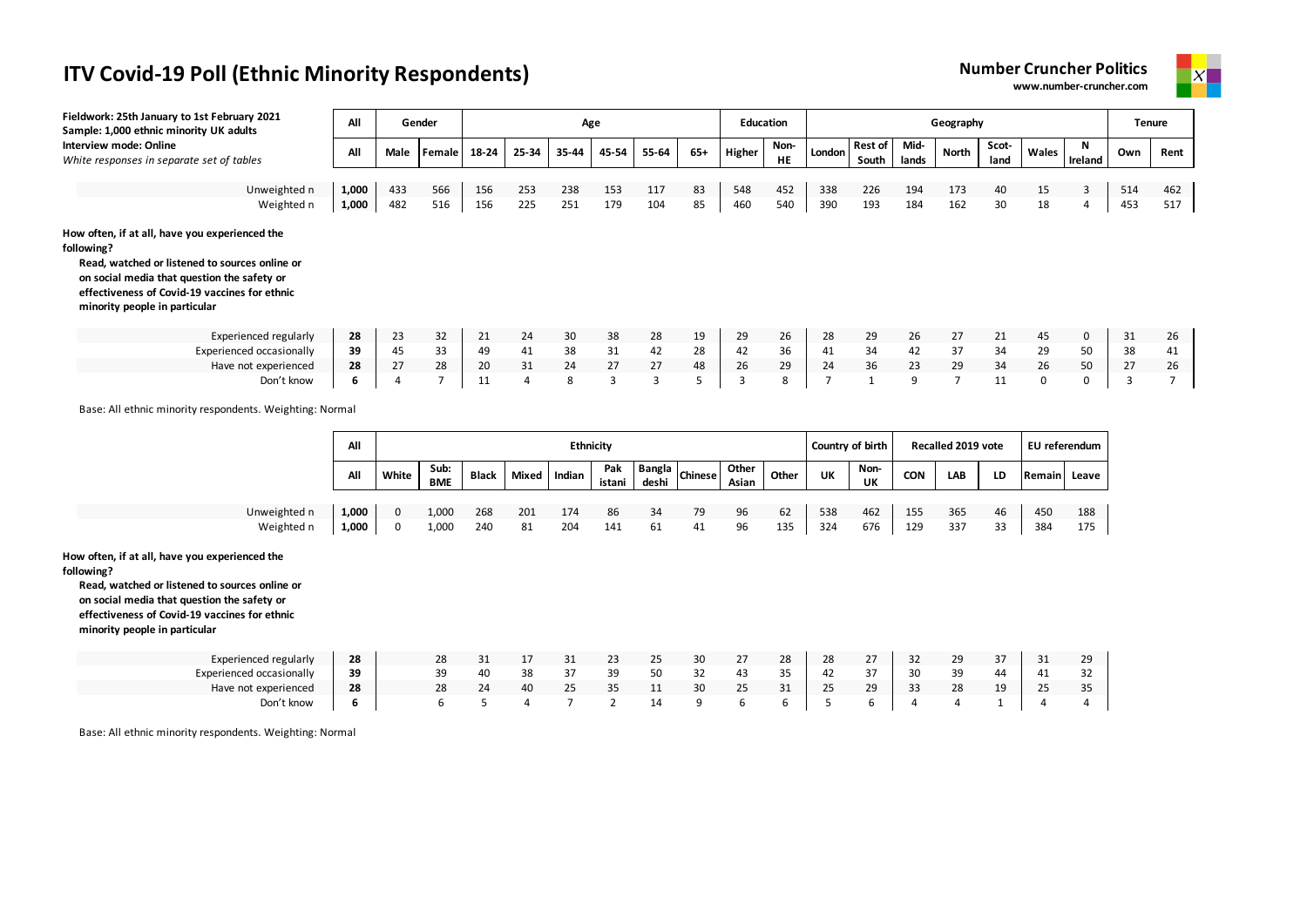# ITV Covid-19 Poll (Ethnic Minority Respondents)

**Number Cruncher Politics**
**www.number-cruncher.com**

**Fieldwork: 25th January to 1st February 2021**
**Sample: 1,000 ethnic minority UK adults**
**Interview mode: Online**
*White responses in separate set of tables*

| | All | Gender | | Age | | | | | | Education | | Geography | | | | | | | Tenure | |
|---|---|---|---|---|---|---|---|---|---|---|---|---|---|---|---|---|---|---|---|---|
| | All | Male | Female | 18-24 | 25-34 | 35-44 | 45-54 | 55-64 | 65+ | Higher | Non-HE | London | Rest of South | Mid-lands | North | Scot-land | Wales | N Ireland | Own | Rent |
| Unweighted n | 1,000 | 433 | 566 | 156 | 253 | 238 | 153 | 117 | 83 | 548 | 452 | 338 | 226 | 194 | 173 | 40 | 15 | 3 | 514 | 462 |
| Weighted n | 1,000 | 482 | 516 | 156 | 225 | 251 | 179 | 104 | 85 | 460 | 540 | 390 | 193 | 184 | 162 | 30 | 18 | 4 | 453 | 517 |

**How often, if at all, have you experienced the following?**
**Read, watched or listened to sources online or on social media that question the safety or effectiveness of Covid-19 vaccines for ethnic minority people in particular**

| | All | Male | Female | 18-24 | 25-34 | 35-44 | 45-54 | 55-64 | 65+ | Higher | Non-HE | London | Rest of South | Mid-lands | North | Scot-land | Wales | N Ireland | Own | Rent |
|---|---|---|---|---|---|---|---|---|---|---|---|---|---|---|---|---|---|---|---|---|
| Experienced regularly | 28 | 23 | 32 | 21 | 24 | 30 | 38 | 28 | 19 | 29 | 26 | 28 | 29 | 26 | 27 | 21 | 45 | 0 | 31 | 26 |
| Experienced occasionally | 39 | 45 | 33 | 49 | 41 | 38 | 31 | 42 | 28 | 42 | 36 | 41 | 34 | 42 | 37 | 34 | 29 | 50 | 38 | 41 |
| Have not experienced | 28 | 27 | 28 | 20 | 31 | 24 | 27 | 27 | 48 | 26 | 29 | 24 | 36 | 23 | 29 | 34 | 26 | 50 | 27 | 26 |
| Don't know | 6 | 4 | 7 | 11 | 4 | 8 | 3 | 3 | 5 | 3 | 8 | 7 | 1 | 9 | 7 | 11 | 0 | 0 | 3 | 7 |

Base: All ethnic minority respondents. Weighting: Normal

| | All | Ethnicity | | | | | | | | | | Country of birth | | Recalled 2019 vote | | | EU referendum | |
|---|---|---|---|---|---|---|---|---|---|---|---|---|---|---|---|---|---|---|
| | All | White | Sub: BME | Black | Mixed | Indian | Pakistani | Bangladeshi | Chinese | Other Asian | Other | UK | Non-UK | CON | LAB | LD | Remain | Leave |
| Unweighted n | 1,000 | 0 | 1,000 | 268 | 201 | 174 | 86 | 34 | 79 | 96 | 62 | 538 | 462 | 155 | 365 | 46 | 450 | 188 |
| Weighted n | 1,000 | 0 | 1,000 | 240 | 81 | 204 | 141 | 61 | 41 | 96 | 135 | 324 | 676 | 129 | 337 | 33 | 384 | 175 |

**How often, if at all, have you experienced the following?**
**Read, watched or listened to sources online or on social media that question the safety or effectiveness of Covid-19 vaccines for ethnic minority people in particular**

| | All | White | Sub: BME | Black | Mixed | Indian | Pakistani | Bangladeshi | Chinese | Other Asian | Other | UK | Non-UK | CON | LAB | LD | Remain | Leave |
|---|---|---|---|---|---|---|---|---|---|---|---|---|---|---|---|---|---|---|
| Experienced regularly | 28 | | 28 | 31 | 17 | 31 | 23 | 25 | 30 | 27 | 28 | 28 | 27 | 32 | 29 | 37 | 31 | 29 |
| Experienced occasionally | 39 | | 39 | 40 | 38 | 37 | 39 | 50 | 32 | 43 | 35 | 42 | 37 | 30 | 39 | 44 | 41 | 32 |
| Have not experienced | 28 | | 28 | 24 | 40 | 25 | 35 | 11 | 30 | 25 | 31 | 25 | 29 | 33 | 28 | 19 | 25 | 35 |
| Don't know | 6 | | 6 | 5 | 4 | 7 | 2 | 14 | 9 | 6 | 6 | 5 | 6 | 4 | 4 | 1 | 4 | 4 |

Base: All ethnic minority respondents. Weighting: Normal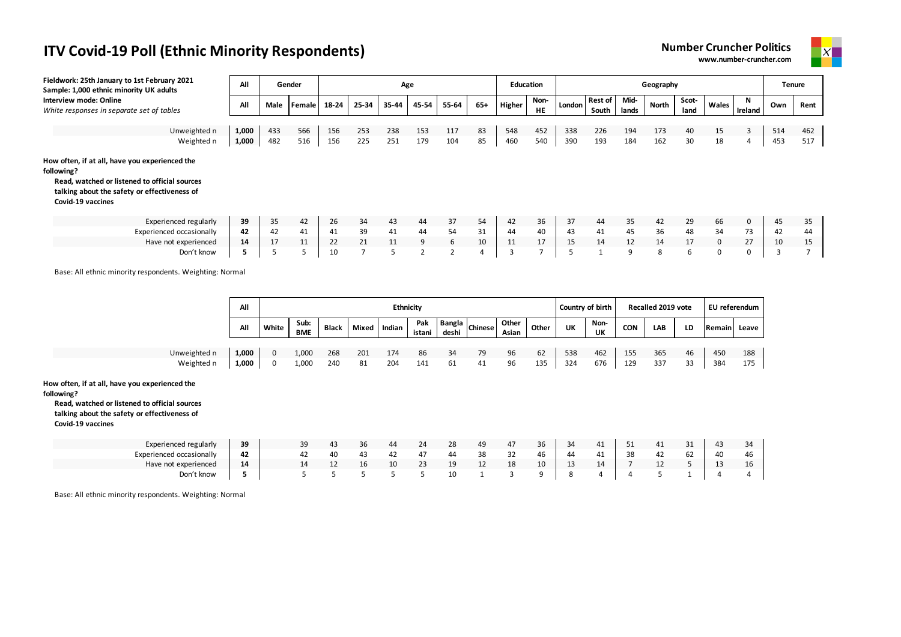# ITV Covid-19 Poll (Ethnic Minority Respondents)

**Number Cruncher Politics**
www.number-cruncher.com

**Fieldwork: 25th January to 1st February 2021**
**Sample: 1,000 ethnic minority UK adults**
**Interview mode: Online**
*White responses in separate set of tables*

| | All | Gender | | Age | | | | | | Education | | Geography | | | | | | | Tenure | |
|---|---|---|---|---|---|---|---|---|---|---|---|---|---|---|---|---|---|---|---|---|
| | All | Male | Female | 18-24 | 25-34 | 35-44 | 45-54 | 55-64 | 65+ | Higher | Non-HE | London | Rest of South | Mid-lands | North | Scot-land | Wales | N Ireland | Own | Rent |
| Unweighted n | **1,000** | 433 | 566 | 156 | 253 | 238 | 153 | 117 | 83 | 548 | 452 | 338 | 226 | 194 | 173 | 40 | 15 | 3 | 514 | 462 |
| Weighted n | **1,000** | 482 | 516 | 156 | 225 | 251 | 179 | 104 | 85 | 460 | 540 | 390 | 193 | 184 | 162 | 30 | 18 | 4 | 453 | 517 |

**How often, if at all, have you experienced the following?**
**Read, watched or listened to official sources talking about the safety or effectiveness of Covid-19 vaccines**

| | All | Male | Female | 18-24 | 25-34 | 35-44 | 45-54 | 55-64 | 65+ | Higher | Non-HE | London | Rest of South | Mid-lands | North | Scot-land | Wales | N Ireland | Own | Rent |
|---|---|---|---|---|---|---|---|---|---|---|---|---|---|---|---|---|---|---|---|---|
| Experienced regularly | **39** | 35 | 42 | 26 | 34 | 43 | 44 | 37 | 54 | 42 | 36 | 37 | 44 | 35 | 42 | 29 | 66 | 0 | 45 | 35 |
| Experienced occasionally | **42** | 42 | 41 | 41 | 39 | 41 | 44 | 54 | 31 | 44 | 40 | 43 | 41 | 45 | 36 | 48 | 34 | 73 | 42 | 44 |
| Have not experienced | **14** | 17 | 11 | 22 | 21 | 11 | 9 | 6 | 10 | 11 | 17 | 15 | 14 | 12 | 14 | 17 | 0 | 27 | 10 | 15 |
| Don't know | **5** | 5 | 5 | 10 | 7 | 5 | 2 | 2 | 4 | 3 | 7 | 5 | 1 | 9 | 8 | 6 | 0 | 0 | 3 | 7 |

Base: All ethnic minority respondents. Weighting: Normal

| | All | Ethnicity | | | | | | | | | | Country of birth | | Recalled 2019 vote | | | EU referendum | |
|---|---|---|---|---|---|---|---|---|---|---|---|---|---|---|---|---|---|---|
| | All | White | Sub: BME | Black | Mixed | Indian | Pakistani | Bangladeshi | Chinese | Other Asian | Other | UK | Non-UK | CON | LAB | LD | Remain | Leave |
| Unweighted n | **1,000** | 0 | 1,000 | 268 | 201 | 174 | 86 | 34 | 79 | 96 | 62 | 538 | 462 | 155 | 365 | 46 | 450 | 188 |
| Weighted n | **1,000** | 0 | 1,000 | 240 | 81 | 204 | 141 | 61 | 41 | 96 | 135 | 324 | 676 | 129 | 337 | 33 | 384 | 175 |

**How often, if at all, have you experienced the following?**
**Read, watched or listened to official sources talking about the safety or effectiveness of Covid-19 vaccines**

| | All | White | Sub: BME | Black | Mixed | Indian | Pakistani | Bangladeshi | Chinese | Other Asian | Other | UK | Non-UK | CON | LAB | LD | Remain | Leave |
|---|---|---|---|---|---|---|---|---|---|---|---|---|---|---|---|---|---|---|
| Experienced regularly | **39** | | 39 | 43 | 36 | 44 | 24 | 28 | 49 | 47 | 36 | 34 | 41 | 51 | 41 | 31 | 43 | 34 |
| Experienced occasionally | **42** | | 42 | 40 | 43 | 42 | 47 | 44 | 38 | 32 | 46 | 44 | 41 | 38 | 42 | 62 | 40 | 46 |
| Have not experienced | **14** | | 14 | 12 | 16 | 10 | 23 | 19 | 12 | 18 | 10 | 13 | 14 | 7 | 12 | 5 | 13 | 16 |
| Don't know | **5** | | 5 | 5 | 5 | 5 | 5 | 10 | 1 | 3 | 9 | 8 | 4 | 4 | 5 | 1 | 4 | 4 |

Base: All ethnic minority respondents. Weighting: Normal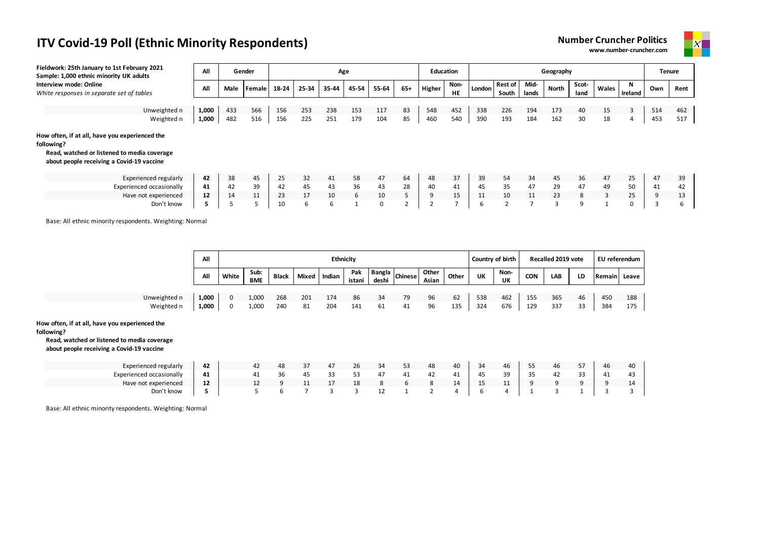# ITV Covid-19 Poll (Ethnic Minority Respondents)

**Number Cruncher Politics**
**www.number-cruncher.com**

**Fieldwork: 25th January to 1st February 2021**
**Sample: 1,000 ethnic minority UK adults**
**Interview mode: Online**
*White responses in separate set of tables*

| | All | Gender | | Age | | | | | | Education | | Geography | | | | | | | Tenure | |
|---|---|---|---|---|---|---|---|---|---|---|---|---|---|---|---|---|---|---|---|---|
| | All | Male | Female | 18-24 | 25-34 | 35-44 | 45-54 | 55-64 | 65+ | Higher | Non-HE | London | Rest of South | Mid-lands | North | Scot-land | Wales | N Ireland | Own | Rent |
| Unweighted n | **1,000** | 433 | 566 | 156 | 253 | 238 | 153 | 117 | 83 | 548 | 452 | 338 | 226 | 194 | 173 | 40 | 15 | 3 | 514 | 462 |
| Weighted n | **1,000** | 482 | 516 | 156 | 225 | 251 | 179 | 104 | 85 | 460 | 540 | 390 | 193 | 184 | 162 | 30 | 18 | 4 | 453 | 517 |

**How often, if at all, have you experienced the following?**
**Read, watched or listened to media coverage about people receiving a Covid-19 vaccine**

| | All | Male | Female | 18-24 | 25-34 | 35-44 | 45-54 | 55-64 | 65+ | Higher | Non-HE | London | Rest of South | Mid-lands | North | Scot-land | Wales | N Ireland | Own | Rent |
|---|---|---|---|---|---|---|---|---|---|---|---|---|---|---|---|---|---|---|---|---|
| Experienced regularly | **42** | 38 | 45 | 25 | 32 | 41 | 58 | 47 | 64 | 48 | 37 | 39 | 54 | 34 | 45 | 36 | 47 | 25 | 47 | 39 |
| Experienced occasionally | **41** | 42 | 39 | 42 | 45 | 43 | 36 | 43 | 28 | 40 | 41 | 45 | 35 | 47 | 29 | 47 | 49 | 50 | 41 | 42 |
| Have not experienced | **12** | 14 | 11 | 23 | 17 | 10 | 6 | 10 | 5 | 9 | 15 | 11 | 10 | 11 | 23 | 8 | 3 | 25 | 9 | 13 |
| Don't know | **5** | 5 | 5 | 10 | 6 | 6 | 1 | 0 | 2 | 2 | 7 | 6 | 2 | 7 | 3 | 9 | 1 | 0 | 3 | 6 |

Base: All ethnic minority respondents. Weighting: Normal

| | All | Ethnicity | | | | | | | | | | Country of birth | | Recalled 2019 vote | | | EU referendum | |
|---|---|---|---|---|---|---|---|---|---|---|---|---|---|---|---|---|---|---|
| | All | White | Sub: BME | Black | Mixed | Indian | Pak istani | Bangla deshi | Chinese | Other Asian | Other | UK | Non-UK | CON | LAB | LD | Remain | Leave |
| Unweighted n | **1,000** | 0 | 1,000 | 268 | 201 | 174 | 86 | 34 | 79 | 96 | 62 | 538 | 462 | 155 | 365 | 46 | 450 | 188 |
| Weighted n | **1,000** | 0 | 1,000 | 240 | 81 | 204 | 141 | 61 | 41 | 96 | 135 | 324 | 676 | 129 | 337 | 33 | 384 | 175 |

**How often, if at all, have you experienced the following?**
**Read, watched or listened to media coverage about people receiving a Covid-19 vaccine**

| | All | White | Sub: BME | Black | Mixed | Indian | Pak istani | Bangla deshi | Chinese | Other Asian | Other | UK | Non-UK | CON | LAB | LD | Remain | Leave |
|---|---|---|---|---|---|---|---|---|---|---|---|---|---|---|---|---|---|---|
| Experienced regularly | **42** | | 42 | 48 | 37 | 47 | 26 | 34 | 53 | 48 | 40 | 34 | 46 | 55 | 46 | 57 | 46 | 40 |
| Experienced occasionally | **41** | | 41 | 36 | 45 | 33 | 53 | 47 | 41 | 42 | 41 | 45 | 39 | 35 | 42 | 33 | 41 | 43 |
| Have not experienced | **12** | | 12 | 9 | 11 | 17 | 18 | 8 | 6 | 8 | 14 | 15 | 11 | 9 | 9 | 9 | 9 | 14 |
| Don't know | **5** | | 5 | 6 | 7 | 3 | 3 | 12 | 1 | 2 | 4 | 6 | 4 | 1 | 3 | 1 | 3 | 3 |

Base: All ethnic minority respondents. Weighting: Normal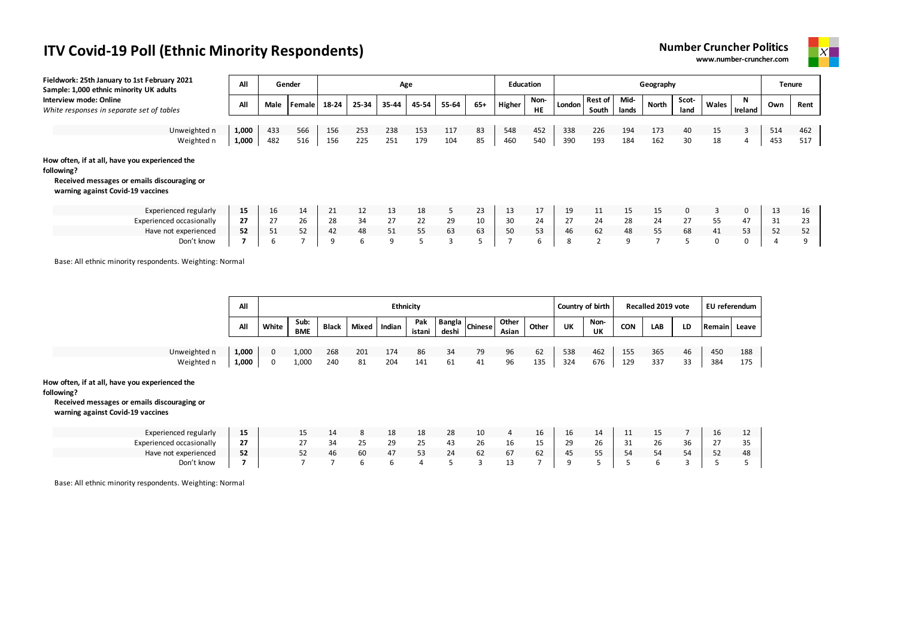# ITV Covid-19 Poll (Ethnic Minority Respondents)

**Number Cruncher Politics**
**www.number-cruncher.com**

**Fieldwork: 25th January to 1st February 2021**
**Sample: 1,000 ethnic minority UK adults**
**Interview mode: Online**
*White responses in separate set of tables*

| | All | Gender | | Age | | | | | | Education | | Geography | | | | | | | Tenure | |
|---|---|---|---|---|---|---|---|---|---|---|---|---|---|---|---|---|---|---|---|---|
| | All | Male | Female | 18-24 | 25-34 | 35-44 | 45-54 | 55-64 | 65+ | Higher | Non-HE | London | Rest of South | Mid-lands | North | Scot-land | Wales | N Ireland | Own | Rent |
| Unweighted n | 1,000 | 433 | 566 | 156 | 253 | 238 | 153 | 117 | 83 | 548 | 452 | 338 | 226 | 194 | 173 | 40 | 15 | 3 | 514 | 462 |
| Weighted n | 1,000 | 482 | 516 | 156 | 225 | 251 | 179 | 104 | 85 | 460 | 540 | 390 | 193 | 184 | 162 | 30 | 18 | 4 | 453 | 517 |

**How often, if at all, have you experienced the following?**
**Received messages or emails discouraging or warning against Covid-19 vaccines**

| | All | Male | Female | 18-24 | 25-34 | 35-44 | 45-54 | 55-64 | 65+ | Higher | Non-HE | London | Rest of South | Mid-lands | North | Scot-land | Wales | N Ireland | Own | Rent |
|---|---|---|---|---|---|---|---|---|---|---|---|---|---|---|---|---|---|---|---|---|
| Experienced regularly | 15 | 16 | 14 | 21 | 12 | 13 | 18 | 5 | 23 | 13 | 17 | 19 | 11 | 15 | 15 | 0 | 3 | 0 | 13 | 16 |
| Experienced occasionally | 27 | 27 | 26 | 28 | 34 | 27 | 22 | 29 | 10 | 30 | 24 | 27 | 24 | 28 | 24 | 27 | 55 | 47 | 31 | 23 |
| Have not experienced | 52 | 51 | 52 | 42 | 48 | 51 | 55 | 63 | 63 | 50 | 53 | 46 | 62 | 48 | 55 | 68 | 41 | 53 | 52 | 52 |
| Don't know | 7 | 6 | 7 | 9 | 6 | 9 | 5 | 3 | 5 | 7 | 6 | 8 | 2 | 9 | 7 | 5 | 0 | 0 | 4 | 9 |

Base: All ethnic minority respondents. Weighting: Normal

| | All | Ethnicity | | | | | | | | | | Country of birth | | Recalled 2019 vote | | | EU referendum | |
|---|---|---|---|---|---|---|---|---|---|---|---|---|---|---|---|---|---|---|
| | All | White | Sub: BME | Black | Mixed | Indian | Pakistani | Bangladeshi | Chinese | Other Asian | Other | UK | Non-UK | CON | LAB | LD | Remain | Leave |
| Unweighted n | 1,000 | 0 | 1,000 | 268 | 201 | 174 | 86 | 34 | 79 | 96 | 62 | 538 | 462 | 155 | 365 | 46 | 450 | 188 |
| Weighted n | 1,000 | 0 | 1,000 | 240 | 81 | 204 | 141 | 61 | 41 | 96 | 135 | 324 | 676 | 129 | 337 | 33 | 384 | 175 |

**How often, if at all, have you experienced the following?**
**Received messages or emails discouraging or warning against Covid-19 vaccines**

| | All | White | Sub: BME | Black | Mixed | Indian | Pakistani | Bangladeshi | Chinese | Other Asian | Other | UK | Non-UK | CON | LAB | LD | Remain | Leave |
|---|---|---|---|---|---|---|---|---|---|---|---|---|---|---|---|---|---|---|
| Experienced regularly | 15 | | 15 | 14 | 8 | 18 | 18 | 28 | 10 | 4 | 16 | 16 | 14 | 11 | 15 | 7 | 16 | 12 |
| Experienced occasionally | 27 | | 27 | 34 | 25 | 29 | 25 | 43 | 26 | 16 | 15 | 29 | 26 | 31 | 26 | 36 | 27 | 35 |
| Have not experienced | 52 | | 52 | 46 | 60 | 47 | 53 | 24 | 62 | 67 | 62 | 45 | 55 | 54 | 54 | 54 | 52 | 48 |
| Don't know | 7 | | 7 | 7 | 6 | 6 | 4 | 5 | 3 | 13 | 7 | 9 | 5 | 5 | 6 | 3 | 5 | 5 |

Base: All ethnic minority respondents. Weighting: Normal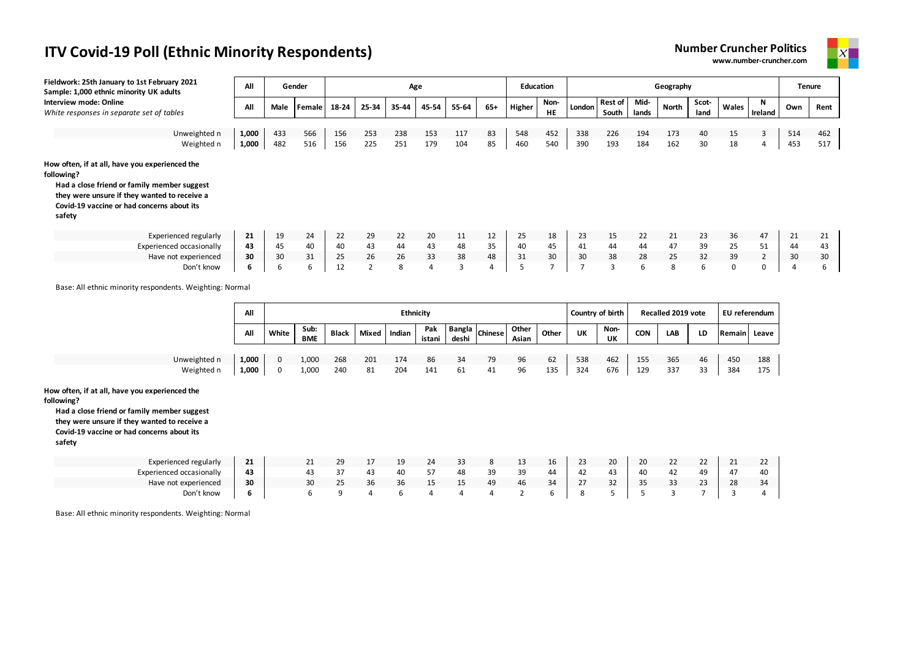# ITV Covid-19 Poll (Ethnic Minority Respondents)

**Number Cruncher Politics**
**www.number-cruncher.com**

**Fieldwork: 25th January to 1st February 2021**
**Sample: 1,000 ethnic minority UK adults**
**Interview mode: Online**
*White responses in separate set of tables*

| | All | Gender | | Age | | | | | | Education | | Geography | | | | | | | Tenure | |
|---|---|---|---|---|---|---|---|---|---|---|---|---|---|---|---|---|---|---|---|---|
| | All | Male | Female | 18-24 | 25-34 | 35-44 | 45-54 | 55-64 | 65+ | Higher | Non-HE | London | Rest of South | Mid-lands | North | Scot-land | Wales | N Ireland | Own | Rent |
| Unweighted n | 1,000 | 433 | 566 | 156 | 253 | 238 | 153 | 117 | 83 | 548 | 452 | 338 | 226 | 194 | 173 | 40 | 15 | 3 | 514 | 462 |
| Weighted n | 1,000 | 482 | 516 | 156 | 225 | 251 | 179 | 104 | 85 | 460 | 540 | 390 | 193 | 184 | 162 | 30 | 18 | 4 | 453 | 517 |

**How often, if at all, have you experienced the following?**
**Had a close friend or family member suggest they were unsure if they wanted to receive a Covid-19 vaccine or had concerns about its safety**

| | All | Male | Female | 18-24 | 25-34 | 35-44 | 45-54 | 55-64 | 65+ | Higher | Non-HE | London | Rest of South | Mid-lands | North | Scot-land | Wales | N Ireland | Own | Rent |
|---|---|---|---|---|---|---|---|---|---|---|---|---|---|---|---|---|---|---|---|---|
| Experienced regularly | **21** | 19 | 24 | 22 | 29 | 22 | 20 | 11 | 12 | 25 | 18 | 23 | 15 | 22 | 21 | 23 | 36 | 47 | 21 | 21 |
| Experienced occasionally | **43** | 45 | 40 | 40 | 43 | 44 | 43 | 48 | 35 | 40 | 45 | 41 | 44 | 44 | 47 | 39 | 25 | 51 | 44 | 43 |
| Have not experienced | **30** | 30 | 31 | 25 | 26 | 26 | 33 | 38 | 48 | 31 | 30 | 30 | 38 | 28 | 25 | 32 | 39 | 2 | 30 | 30 |
| Don't know | **6** | 6 | 6 | 12 | 2 | 8 | 4 | 3 | 4 | 5 | 7 | 7 | 3 | 6 | 8 | 6 | 0 | 0 | 4 | 6 |

Base: All ethnic minority respondents. Weighting: Normal

| | All | Ethnicity | | | | | | | | | | Country of birth | | Recalled 2019 vote | | | EU referendum | |
|---|---|---|---|---|---|---|---|---|---|---|---|---|---|---|---|---|---|---|
| | All | White | Sub: BME | Black | Mixed | Indian | Pakistani | Bangladeshi | Chinese | Other Asian | Other | UK | Non-UK | CON | LAB | LD | Remain | Leave |
| Unweighted n | 1,000 | 0 | 1,000 | 268 | 201 | 174 | 86 | 34 | 79 | 96 | 62 | 538 | 462 | 155 | 365 | 46 | 450 | 188 |
| Weighted n | 1,000 | 0 | 1,000 | 240 | 81 | 204 | 141 | 61 | 41 | 96 | 135 | 324 | 676 | 129 | 337 | 33 | 384 | 175 |

**How often, if at all, have you experienced the following?**
**Had a close friend or family member suggest they were unsure if they wanted to receive a Covid-19 vaccine or had concerns about its safety**

| | All | White | Sub: BME | Black | Mixed | Indian | Pakistani | Bangladeshi | Chinese | Other Asian | Other | UK | Non-UK | CON | LAB | LD | Remain | Leave |
|---|---|---|---|---|---|---|---|---|---|---|---|---|---|---|---|---|---|---|
| Experienced regularly | **21** | | 21 | 29 | 17 | 19 | 24 | 33 | 8 | 13 | 16 | 23 | 20 | 20 | 22 | 22 | 21 | 22 |
| Experienced occasionally | **43** | | 43 | 37 | 43 | 40 | 57 | 48 | 39 | 39 | 44 | 42 | 43 | 40 | 42 | 49 | 47 | 40 |
| Have not experienced | **30** | | 30 | 25 | 36 | 36 | 15 | 15 | 49 | 46 | 34 | 27 | 32 | 35 | 33 | 23 | 28 | 34 |
| Don't know | **6** | | 6 | 9 | 4 | 6 | 4 | 4 | 4 | 2 | 6 | 8 | 5 | 5 | 3 | 7 | 3 | 4 |

Base: All ethnic minority respondents. Weighting: Normal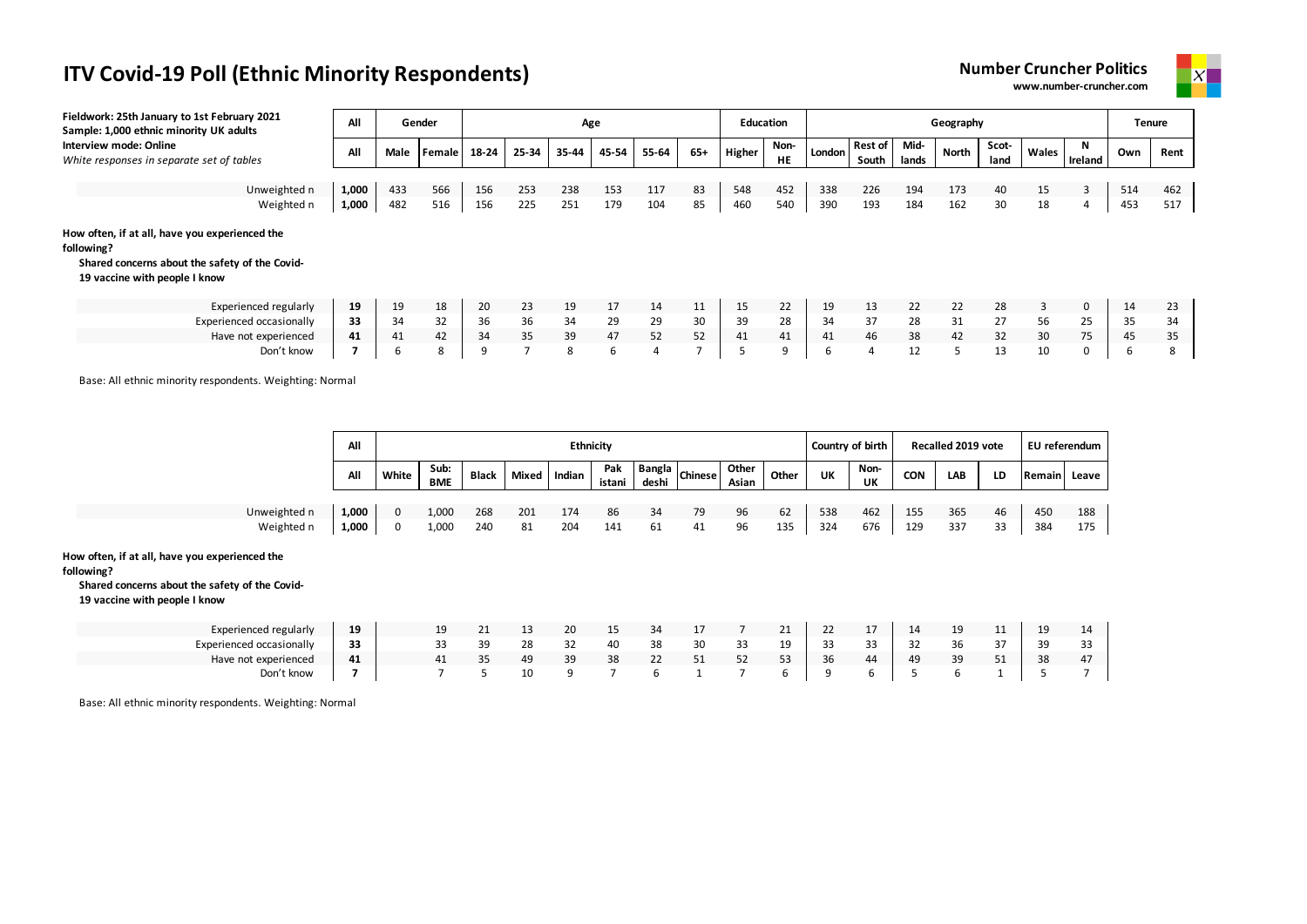# ITV Covid-19 Poll (Ethnic Minority Respondents)

**Number Cruncher Politics**
**www.number-cruncher.com**

**Fieldwork: 25th January to 1st February 2021**
**Sample: 1,000 ethnic minority UK adults**
**Interview mode: Online**
*White responses in separate set of tables*

| | All | Gender | | Age | | | | | | Education | | Geography | | | | | | | Tenure | |
|---|---|---|---|---|---|---|---|---|---|---|---|---|---|---|---|---|---|---|---|---|
| | All | Male | Female | 18-24 | 25-34 | 35-44 | 45-54 | 55-64 | 65+ | Higher | Non-HE | London | Rest of South | Mid-lands | North | Scot-land | Wales | N Ireland | Own | Rent |
| Unweighted n | 1,000 | 433 | 566 | 156 | 253 | 238 | 153 | 117 | 83 | 548 | 452 | 338 | 226 | 194 | 173 | 40 | 15 | 3 | 514 | 462 |
| Weighted n | 1,000 | 482 | 516 | 156 | 225 | 251 | 179 | 104 | 85 | 460 | 540 | 390 | 193 | 184 | 162 | 30 | 18 | 4 | 453 | 517 |
| **How often, if at all, have you experienced the following?** **Shared concerns about the safety of the Covid-19 vaccine with people I know** | | | | | | | | | | | | | | | | | | | | |
| Experienced regularly | **19** | 19 | 18 | 20 | 23 | 19 | 17 | 14 | 11 | 15 | 22 | 19 | 13 | 22 | 22 | 28 | 3 | 0 | 14 | 23 |
| Experienced occasionally | **33** | 34 | 32 | 36 | 36 | 34 | 29 | 29 | 30 | 39 | 28 | 34 | 37 | 28 | 31 | 27 | 56 | 25 | 35 | 34 |
| Have not experienced | **41** | 41 | 42 | 34 | 35 | 39 | 47 | 52 | 52 | 41 | 41 | 41 | 46 | 38 | 42 | 32 | 30 | 75 | 45 | 35 |
| Don't know | **7** | 6 | 8 | 9 | 7 | 8 | 6 | 4 | 7 | 5 | 9 | 6 | 4 | 12 | 5 | 13 | 10 | 0 | 6 | 8 |

Base: All ethnic minority respondents. Weighting: Normal

| | All | Ethnicity | | | | | | | | | | Country of birth | | Recalled 2019 vote | | | EU referendum | |
|---|---|---|---|---|---|---|---|---|---|---|---|---|---|---|---|---|---|---|
| | All | White | Sub: BME | Black | Mixed | Indian | Pakistani | Bangladeshi | Chinese | Other Asian | Other | UK | Non-UK | CON | LAB | LD | Remain | Leave |
| Unweighted n | 1,000 | 0 | 1,000 | 268 | 201 | 174 | 86 | 34 | 79 | 96 | 62 | 538 | 462 | 155 | 365 | 46 | 450 | 188 |
| Weighted n | 1,000 | 0 | 1,000 | 240 | 81 | 204 | 141 | 61 | 41 | 96 | 135 | 324 | 676 | 129 | 337 | 33 | 384 | 175 |
| **How often, if at all, have you experienced the following?** **Shared concerns about the safety of the Covid-19 vaccine with people I know** | | | | | | | | | | | | | | | | | | |
| Experienced regularly | **19** | | 19 | 21 | 13 | 20 | 15 | 34 | 17 | 7 | 21 | 22 | 17 | 14 | 19 | 11 | 19 | 14 |
| Experienced occasionally | **33** | | 33 | 39 | 28 | 32 | 40 | 38 | 30 | 33 | 19 | 33 | 33 | 32 | 36 | 37 | 39 | 33 |
| Have not experienced | **41** | | 41 | 35 | 49 | 39 | 38 | 22 | 51 | 52 | 53 | 36 | 44 | 49 | 39 | 51 | 38 | 47 |
| Don't know | **7** | | 7 | 5 | 10 | 9 | 7 | 6 | 1 | 7 | 6 | 9 | 6 | 5 | 6 | 1 | 5 | 7 |

Base: All ethnic minority respondents. Weighting: Normal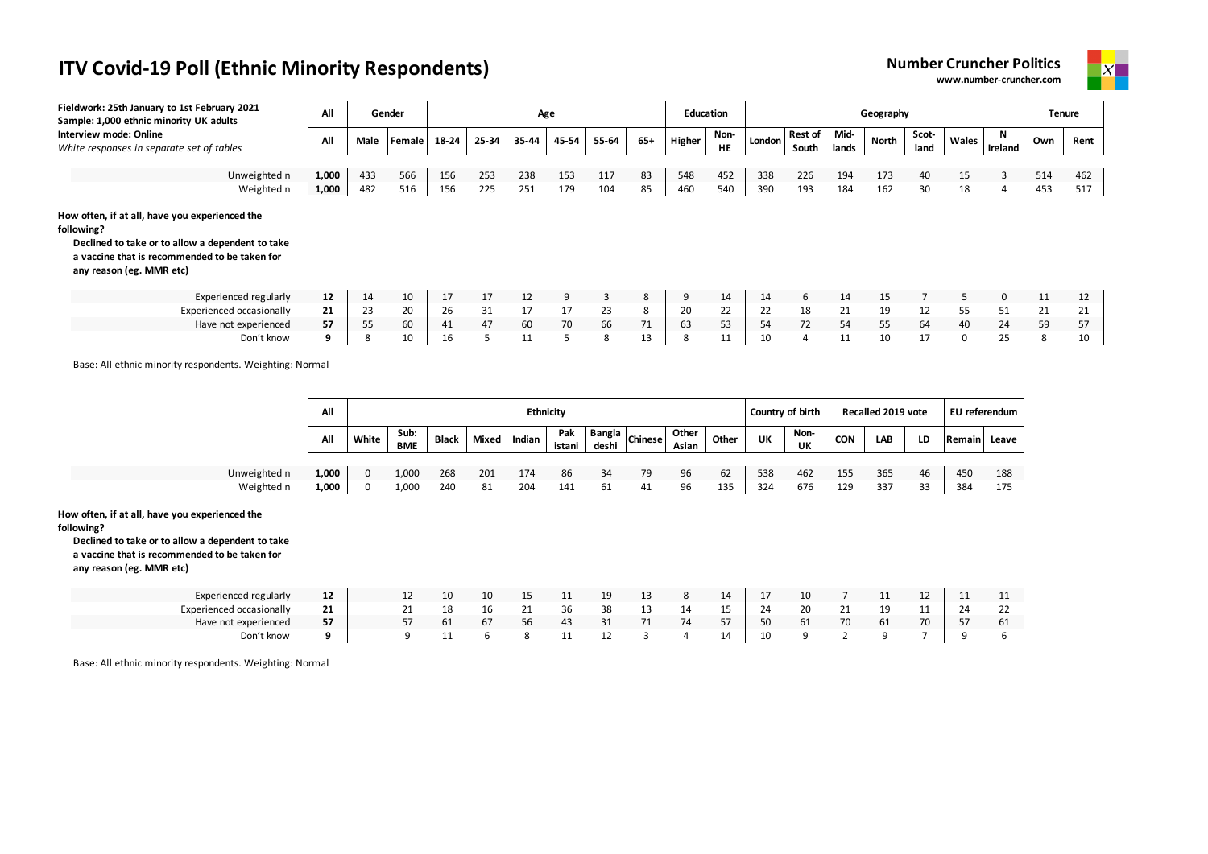# ITV Covid-19 Poll (Ethnic Minority Respondents)

**Number Cruncher Politics**
**www.number-cruncher.com**

**Fieldwork: 25th January to 1st February 2021**
**Sample: 1,000 ethnic minority UK adults**
**Interview mode: Online**
*White responses in separate set of tables*

| | All | Gender | | Age | | | | | | Education | | Geography | | | | | | | Tenure | |
|---|---|---|---|---|---|---|---|---|---|---|---|---|---|---|---|---|---|---|---|---|
| | All | Male | Female | 18-24 | 25-34 | 35-44 | 45-54 | 55-64 | 65+ | Higher | Non-HE | London | Rest of South | Mid-lands | North | Scot-land | Wales | N Ireland | Own | Rent |
| Unweighted n | 1,000 | 433 | 566 | 156 | 253 | 238 | 153 | 117 | 83 | 548 | 452 | 338 | 226 | 194 | 173 | 40 | 15 | 3 | 514 | 462 |
| Weighted n | 1,000 | 482 | 516 | 156 | 225 | 251 | 179 | 104 | 85 | 460 | 540 | 390 | 193 | 184 | 162 | 30 | 18 | 4 | 453 | 517 |

**How often, if at all, have you experienced the following?**
**Declined to take or to allow a dependent to take a vaccine that is recommended to be taken for any reason (eg. MMR etc)**

| | All | Male | Female | 18-24 | 25-34 | 35-44 | 45-54 | 55-64 | 65+ | Higher | Non-HE | London | Rest of South | Mid-lands | North | Scot-land | Wales | N Ireland | Own | Rent |
|---|---|---|---|---|---|---|---|---|---|---|---|---|---|---|---|---|---|---|---|---|
| Experienced regularly | 12 | 14 | 10 | 17 | 17 | 12 | 9 | 3 | 8 | 9 | 14 | 14 | 6 | 14 | 15 | 7 | 5 | 0 | 11 | 12 |
| Experienced occasionally | 21 | 23 | 20 | 26 | 31 | 17 | 17 | 23 | 8 | 20 | 22 | 22 | 18 | 21 | 19 | 12 | 55 | 51 | 21 | 21 |
| Have not experienced | 57 | 55 | 60 | 41 | 47 | 60 | 70 | 66 | 71 | 63 | 53 | 54 | 72 | 54 | 55 | 64 | 40 | 24 | 59 | 57 |
| Don't know | 9 | 8 | 10 | 16 | 5 | 11 | 5 | 8 | 13 | 8 | 11 | 10 | 4 | 11 | 10 | 17 | 0 | 25 | 8 | 10 |

Base: All ethnic minority respondents. Weighting: Normal

| | All | Ethnicity | | | | | | | | | | Country of birth | | Recalled 2019 vote | | | EU referendum | |
|---|---|---|---|---|---|---|---|---|---|---|---|---|---|---|---|---|---|---|
| | All | White | Sub: BME | Black | Mixed | Indian | Pakistani | Bangladeshi | Chinese | Other Asian | Other | UK | Non-UK | CON | LAB | LD | Remain | Leave |
| Unweighted n | 1,000 | 0 | 1,000 | 268 | 201 | 174 | 86 | 34 | 79 | 96 | 62 | 538 | 462 | 155 | 365 | 46 | 450 | 188 |
| Weighted n | 1,000 | 0 | 1,000 | 240 | 81 | 204 | 141 | 61 | 41 | 96 | 135 | 324 | 676 | 129 | 337 | 33 | 384 | 175 |

**How often, if at all, have you experienced the following?**
**Declined to take or to allow a dependent to take a vaccine that is recommended to be taken for any reason (eg. MMR etc)**

| | All | White | Sub: BME | Black | Mixed | Indian | Pakistani | Bangladeshi | Chinese | Other Asian | Other | UK | Non-UK | CON | LAB | LD | Remain | Leave |
|---|---|---|---|---|---|---|---|---|---|---|---|---|---|---|---|---|---|---|
| Experienced regularly | 12 | | 12 | 10 | 10 | 15 | 11 | 19 | 13 | 8 | 14 | 17 | 10 | 7 | 11 | 12 | 11 | 11 |
| Experienced occasionally | 21 | | 21 | 18 | 16 | 21 | 36 | 38 | 13 | 14 | 15 | 24 | 20 | 21 | 19 | 11 | 24 | 22 |
| Have not experienced | 57 | | 57 | 61 | 67 | 56 | 43 | 31 | 71 | 74 | 57 | 50 | 61 | 70 | 61 | 70 | 57 | 61 |
| Don't know | 9 | | 9 | 11 | 6 | 8 | 11 | 12 | 3 | 4 | 14 | 10 | 9 | 2 | 9 | 7 | 9 | 6 |

Base: All ethnic minority respondents. Weighting: Normal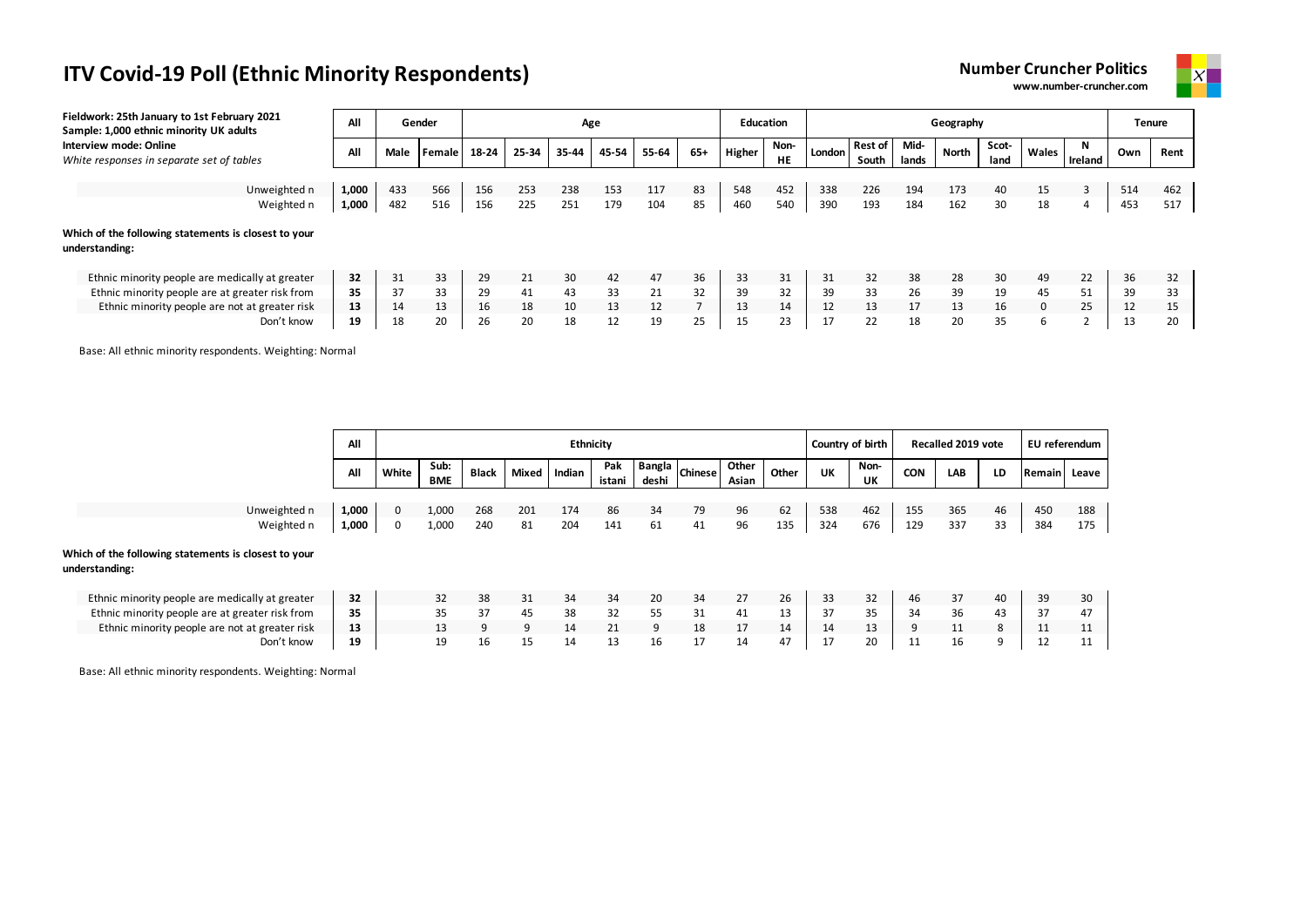# ITV Covid-19 Poll (Ethnic Minority Respondents)

**Number Cruncher Politics**
**www.number-cruncher.com**

**Fieldwork: 25th January to 1st February 2021**
**Sample: 1,000 ethnic minority UK adults**
**Interview mode: Online**
*White responses in separate set of tables*

| | All | Gender | | Age | | | | | | Education | | Geography | | | | | | | Tenure | |
|---|---|---|---|---|---|---|---|---|---|---|---|---|---|---|---|---|---|---|---|---|
| | All | Male | Female | 18-24 | 25-34 | 35-44 | 45-54 | 55-64 | 65+ | Higher | Non-HE | London | Rest of South | Mid-lands | North | Scot-land | Wales | N Ireland | Own | Rent |
| Unweighted n | 1,000 | 433 | 566 | 156 | 253 | 238 | 153 | 117 | 83 | 548 | 452 | 338 | 226 | 194 | 173 | 40 | 15 | 3 | 514 | 462 |
| Weighted n | 1,000 | 482 | 516 | 156 | 225 | 251 | 179 | 104 | 85 | 460 | 540 | 390 | 193 | 184 | 162 | 30 | 18 | 4 | 453 | 517 |
| **Which of the following statements is closest to your understanding:** | | | | | | | | | | | | | | | | | | | | |
| Ethnic minority people are medically at greater | **32** | 31 | 33 | 29 | 21 | 30 | 42 | 47 | 36 | 33 | 31 | 31 | 32 | 38 | 28 | 30 | 49 | 22 | 36 | 32 |
| Ethnic minority people are at greater risk from | **35** | 37 | 33 | 29 | 41 | 43 | 33 | 21 | 32 | 39 | 32 | 39 | 33 | 26 | 39 | 19 | 45 | 51 | 39 | 33 |
| Ethnic minority people are not at greater risk | **13** | 14 | 13 | 16 | 18 | 10 | 13 | 12 | 7 | 13 | 14 | 12 | 13 | 17 | 13 | 16 | 0 | 25 | 12 | 15 |
| Don't know | **19** | 18 | 20 | 26 | 20 | 18 | 12 | 19 | 25 | 15 | 23 | 17 | 22 | 18 | 20 | 35 | 6 | 2 | 13 | 20 |

Base: All ethnic minority respondents. Weighting: Normal

| | All | Ethnicity | | | | | | | | | | Country of birth | | Recalled 2019 vote | | | EU referendum | |
|---|---|---|---|---|---|---|---|---|---|---|---|---|---|---|---|---|---|---|
| | All | White | Sub: BME | Black | Mixed | Indian | Pakistani | Bangladeshi | Chinese | Other Asian | Other | UK | Non-UK | CON | LAB | LD | Remain | Leave |
| Unweighted n | 1,000 | 0 | 1,000 | 268 | 201 | 174 | 86 | 34 | 79 | 96 | 62 | 538 | 462 | 155 | 365 | 46 | 450 | 188 |
| Weighted n | 1,000 | 0 | 1,000 | 240 | 81 | 204 | 141 | 61 | 41 | 96 | 135 | 324 | 676 | 129 | 337 | 33 | 384 | 175 |
| **Which of the following statements is closest to your understanding:** | | | | | | | | | | | | | | | | | | |
| Ethnic minority people are medically at greater | **32** | | 32 | 38 | 31 | 34 | 34 | 20 | 34 | 27 | 26 | 33 | 32 | 46 | 37 | 40 | 39 | 30 |
| Ethnic minority people are at greater risk from | **35** | | 35 | 37 | 45 | 38 | 32 | 55 | 31 | 41 | 13 | 37 | 35 | 34 | 36 | 43 | 37 | 47 |
| Ethnic minority people are not at greater risk | **13** | | 13 | 9 | 9 | 14 | 21 | 9 | 18 | 17 | 14 | 14 | 13 | 9 | 11 | 8 | 11 | 11 |
| Don't know | **19** | | 19 | 16 | 15 | 14 | 13 | 16 | 17 | 14 | 47 | 17 | 20 | 11 | 16 | 9 | 12 | 11 |

Base: All ethnic minority respondents. Weighting: Normal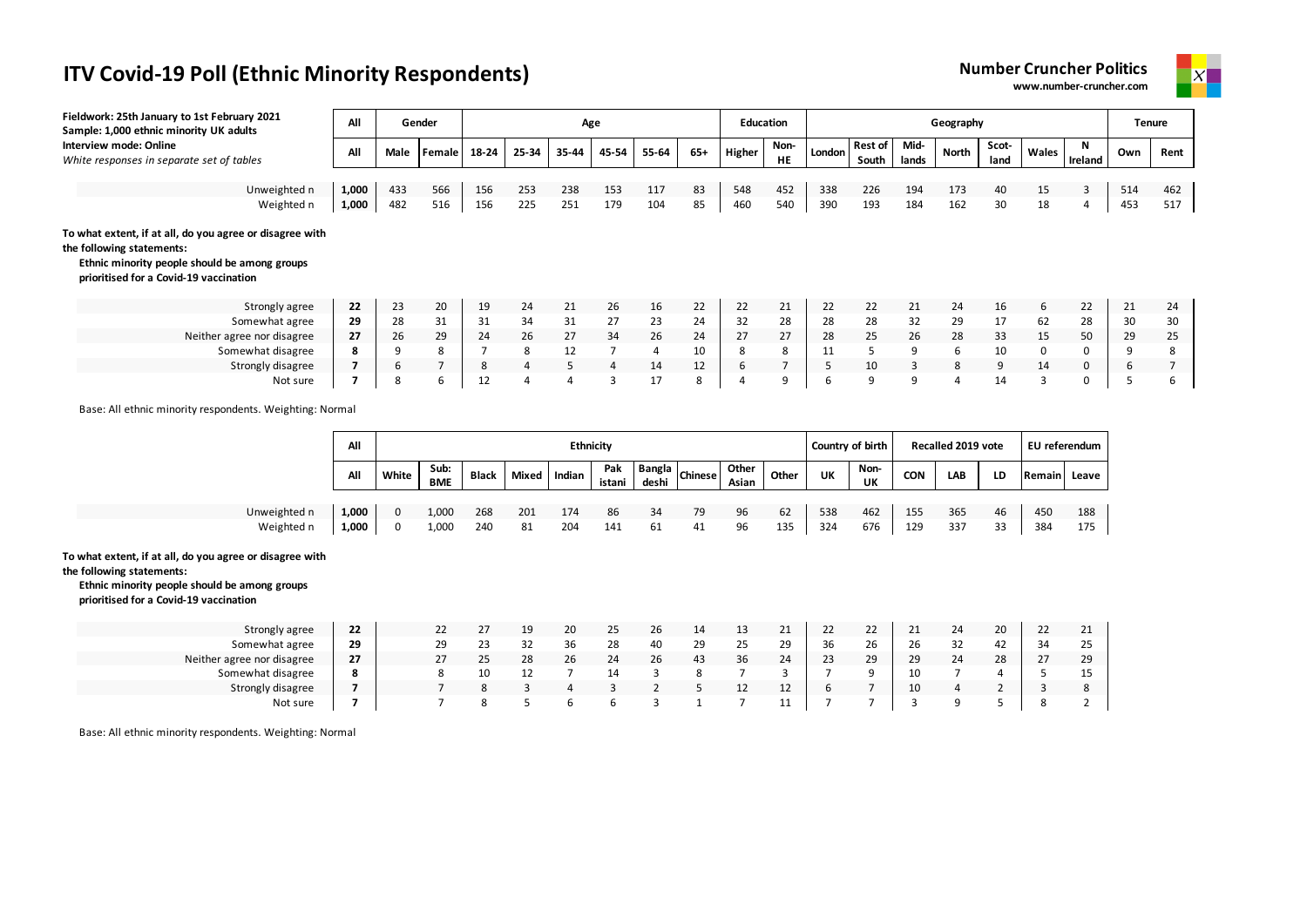# ITV Covid-19 Poll (Ethnic Minority Respondents)

**Number Cruncher Politics**
**www.number-cruncher.com**

**Fieldwork: 25th January to 1st February 2021**
**Sample: 1,000 ethnic minority UK adults**
**Interview mode: Online**
*White responses in separate set of tables*

| | All | Gender | | Age | | | | | | Education | | Geography | | | | | | | Tenure | |
|---|---|---|---|---|---|---|---|---|---|---|---|---|---|---|---|---|---|---|---|---|
| | All | Male | Female | 18-24 | 25-34 | 35-44 | 45-54 | 55-64 | 65+ | Higher | Non-HE | London | Rest of South | Mid-lands | North | Scot-land | Wales | N Ireland | Own | Rent |
| Unweighted n | 1,000 | 433 | 566 | 156 | 253 | 238 | 153 | 117 | 83 | 548 | 452 | 338 | 226 | 194 | 173 | 40 | 15 | 3 | 514 | 462 |
| Weighted n | 1,000 | 482 | 516 | 156 | 225 | 251 | 179 | 104 | 85 | 460 | 540 | 390 | 193 | 184 | 162 | 30 | 18 | 4 | 453 | 517 |

**To what extent, if at all, do you agree or disagree with the following statements:**
**Ethnic minority people should be among groups prioritised for a Covid-19 vaccination**

| | All | Male | Female | 18-24 | 25-34 | 35-44 | 45-54 | 55-64 | 65+ | Higher | Non-HE | London | Rest of South | Mid-lands | North | Scot-land | Wales | N Ireland | Own | Rent |
|---|---|---|---|---|---|---|---|---|---|---|---|---|---|---|---|---|---|---|---|---|
| Strongly agree | **22** | 23 | 20 | 19 | 24 | 21 | 26 | 16 | 22 | 22 | 21 | 22 | 22 | 21 | 24 | 16 | 6 | 22 | 21 | 24 |
| Somewhat agree | **29** | 28 | 31 | 31 | 34 | 31 | 27 | 23 | 24 | 32 | 28 | 28 | 28 | 32 | 29 | 17 | 62 | 28 | 30 | 30 |
| Neither agree nor disagree | **27** | 26 | 29 | 24 | 26 | 27 | 34 | 26 | 24 | 27 | 27 | 28 | 25 | 26 | 28 | 33 | 15 | 50 | 29 | 25 |
| Somewhat disagree | **8** | 9 | 8 | 7 | 8 | 12 | 7 | 4 | 10 | 8 | 8 | 11 | 5 | 9 | 6 | 10 | 0 | 0 | 9 | 8 |
| Strongly disagree | **7** | 6 | 7 | 8 | 4 | 5 | 4 | 14 | 12 | 6 | 7 | 5 | 10 | 3 | 8 | 9 | 14 | 0 | 6 | 7 |
| Not sure | **7** | 8 | 6 | 12 | 4 | 4 | 3 | 17 | 8 | 4 | 9 | 6 | 9 | 9 | 4 | 14 | 3 | 0 | 5 | 6 |

Base: All ethnic minority respondents. Weighting: Normal

| | All | Ethnicity | | | | | | | | | | Country of birth | | Recalled 2019 vote | | | EU referendum | |
|---|---|---|---|---|---|---|---|---|---|---|---|---|---|---|---|---|---|---|
| | All | White | Sub: BME | Black | Mixed | Indian | Pakistani | Bangladeshi | Chinese | Other Asian | Other | UK | Non-UK | CON | LAB | LD | Remain | Leave |
| Unweighted n | 1,000 | 0 | 1,000 | 268 | 201 | 174 | 86 | 34 | 79 | 96 | 62 | 538 | 462 | 155 | 365 | 46 | 450 | 188 |
| Weighted n | 1,000 | 0 | 1,000 | 240 | 81 | 204 | 141 | 61 | 41 | 96 | 135 | 324 | 676 | 129 | 337 | 33 | 384 | 175 |

**To what extent, if at all, do you agree or disagree with the following statements:**
**Ethnic minority people should be among groups prioritised for a Covid-19 vaccination**

| | All | White | Sub: BME | Black | Mixed | Indian | Pakistani | Bangladeshi | Chinese | Other Asian | Other | UK | Non-UK | CON | LAB | LD | Remain | Leave |
|---|---|---|---|---|---|---|---|---|---|---|---|---|---|---|---|---|---|---|
| Strongly agree | **22** | | 22 | 27 | 19 | 20 | 25 | 26 | 14 | 13 | 21 | 22 | 22 | 21 | 24 | 20 | 22 | 21 |
| Somewhat agree | **29** | | 29 | 23 | 32 | 36 | 28 | 40 | 29 | 25 | 29 | 36 | 26 | 26 | 32 | 42 | 34 | 25 |
| Neither agree nor disagree | **27** | | 27 | 25 | 28 | 26 | 24 | 26 | 43 | 36 | 24 | 23 | 29 | 29 | 24 | 28 | 27 | 29 |
| Somewhat disagree | **8** | | 8 | 10 | 12 | 7 | 14 | 3 | 8 | 7 | 3 | 7 | 9 | 10 | 7 | 4 | 5 | 15 |
| Strongly disagree | **7** | | 7 | 8 | 3 | 4 | 3 | 2 | 5 | 12 | 12 | 6 | 7 | 10 | 4 | 2 | 3 | 8 |
| Not sure | **7** | | 7 | 8 | 5 | 6 | 6 | 3 | 1 | 7 | 11 | 7 | 7 | 3 | 9 | 5 | 8 | 2 |

Base: All ethnic minority respondents. Weighting: Normal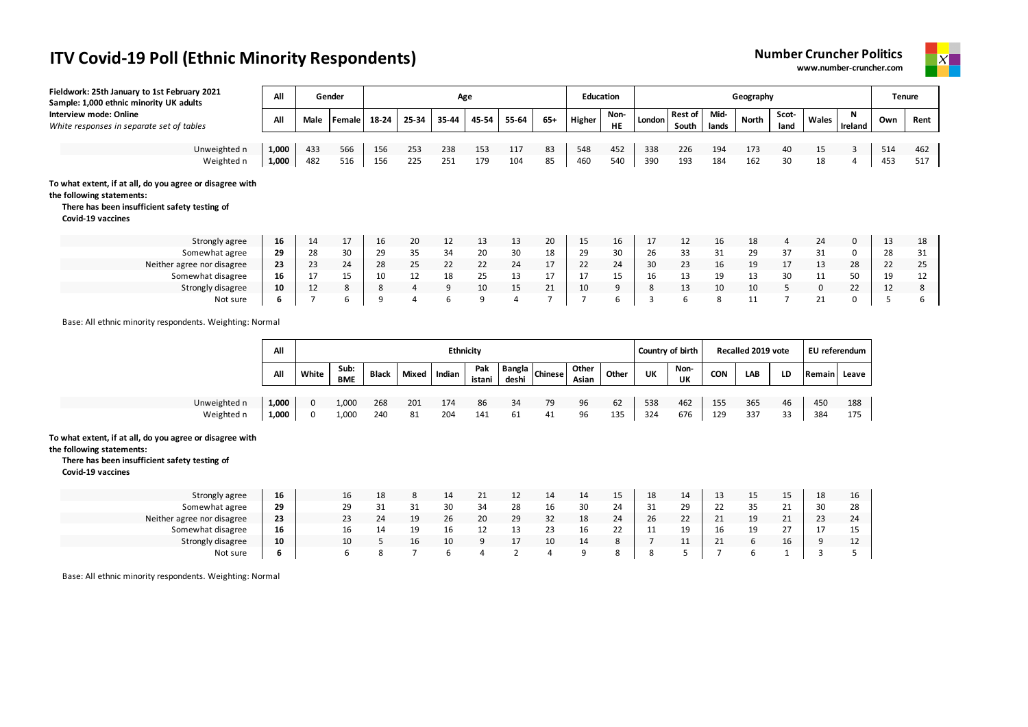# ITV Covid-19 Poll (Ethnic Minority Respondents)

**Number Cruncher Politics**
**www.number-cruncher.com**

**Fieldwork: 25th January to 1st February 2021**
**Sample: 1,000 ethnic minority UK adults**
**Interview mode: Online**
*White responses in separate set of tables*

| | All | Gender | | Age | | | | | | Education | | Geography | | | | | | | Tenure | |
|---|---|---|---|---|---|---|---|---|---|---|---|---|---|---|---|---|---|---|---|---|
| | All | Male | Female | 18-24 | 25-34 | 35-44 | 45-54 | 55-64 | 65+ | Higher | Non-HE | London | Rest of South | Mid-lands | North | Scot-land | Wales | N Ireland | Own | Rent |
| Unweighted n | 1,000 | 433 | 566 | 156 | 253 | 238 | 153 | 117 | 83 | 548 | 452 | 338 | 226 | 194 | 173 | 40 | 15 | 3 | 514 | 462 |
| Weighted n | 1,000 | 482 | 516 | 156 | 225 | 251 | 179 | 104 | 85 | 460 | 540 | 390 | 193 | 184 | 162 | 30 | 18 | 4 | 453 | 517 |

**To what extent, if at all, do you agree or disagree with the following statements:**
**There has been insufficient safety testing of Covid-19 vaccines**

| | All | Male | Female | 18-24 | 25-34 | 35-44 | 45-54 | 55-64 | 65+ | Higher | Non-HE | London | Rest of South | Mid-lands | North | Scot-land | Wales | N Ireland | Own | Rent |
|---|---|---|---|---|---|---|---|---|---|---|---|---|---|---|---|---|---|---|---|---|
| Strongly agree | 16 | 14 | 17 | 16 | 20 | 12 | 13 | 13 | 20 | 15 | 16 | 17 | 12 | 16 | 18 | 4 | 24 | 0 | 13 | 18 |
| Somewhat agree | 29 | 28 | 30 | 29 | 35 | 34 | 20 | 30 | 18 | 29 | 30 | 26 | 33 | 31 | 29 | 37 | 31 | 0 | 28 | 31 |
| Neither agree nor disagree | 23 | 23 | 24 | 28 | 25 | 22 | 22 | 24 | 17 | 22 | 24 | 30 | 23 | 16 | 19 | 17 | 13 | 28 | 22 | 25 |
| Somewhat disagree | 16 | 17 | 15 | 10 | 12 | 18 | 25 | 13 | 17 | 17 | 15 | 16 | 13 | 19 | 13 | 30 | 11 | 50 | 19 | 12 |
| Strongly disagree | 10 | 12 | 8 | 8 | 4 | 9 | 10 | 15 | 21 | 10 | 9 | 8 | 13 | 10 | 10 | 5 | 0 | 22 | 12 | 8 |
| Not sure | 6 | 7 | 6 | 9 | 4 | 6 | 9 | 4 | 7 | 7 | 6 | 3 | 6 | 8 | 11 | 7 | 21 | 0 | 5 | 6 |

Base: All ethnic minority respondents. Weighting: Normal

| | All | Ethnicity | | | | | | | | | | Country of birth | | Recalled 2019 vote | | | EU referendum | |
|---|---|---|---|---|---|---|---|---|---|---|---|---|---|---|---|---|---|---|
| | All | White | Sub: BME | Black | Mixed | Indian | Pakistani | Bangladeshi | Chinese | Other Asian | Other | UK | Non-UK | CON | LAB | LD | Remain | Leave |
| Unweighted n | 1,000 | 0 | 1,000 | 268 | 201 | 174 | 86 | 34 | 79 | 96 | 62 | 538 | 462 | 155 | 365 | 46 | 450 | 188 |
| Weighted n | 1,000 | 0 | 1,000 | 240 | 81 | 204 | 141 | 61 | 41 | 96 | 135 | 324 | 676 | 129 | 337 | 33 | 384 | 175 |

**To what extent, if at all, do you agree or disagree with the following statements:**
**There has been insufficient safety testing of Covid-19 vaccines**

| | All | White | Sub: BME | Black | Mixed | Indian | Pakistani | Bangladeshi | Chinese | Other Asian | Other | UK | Non-UK | CON | LAB | LD | Remain | Leave |
|---|---|---|---|---|---|---|---|---|---|---|---|---|---|---|---|---|---|---|
| Strongly agree | 16 | | 16 | 18 | 8 | 14 | 21 | 12 | 14 | 14 | 15 | 18 | 14 | 13 | 15 | 15 | 18 | 16 |
| Somewhat agree | 29 | | 29 | 31 | 31 | 30 | 34 | 28 | 16 | 30 | 24 | 31 | 29 | 22 | 35 | 21 | 30 | 28 |
| Neither agree nor disagree | 23 | | 23 | 24 | 19 | 26 | 20 | 29 | 32 | 18 | 24 | 26 | 22 | 21 | 19 | 21 | 23 | 24 |
| Somewhat disagree | 16 | | 16 | 14 | 19 | 16 | 12 | 13 | 23 | 16 | 22 | 11 | 19 | 16 | 19 | 27 | 17 | 15 |
| Strongly disagree | 10 | | 10 | 5 | 16 | 10 | 9 | 17 | 10 | 14 | 8 | 7 | 11 | 21 | 6 | 16 | 9 | 12 |
| Not sure | 6 | | 6 | 8 | 7 | 6 | 4 | 2 | 4 | 9 | 8 | 8 | 5 | 7 | 6 | 1 | 3 | 5 |

Base: All ethnic minority respondents. Weighting: Normal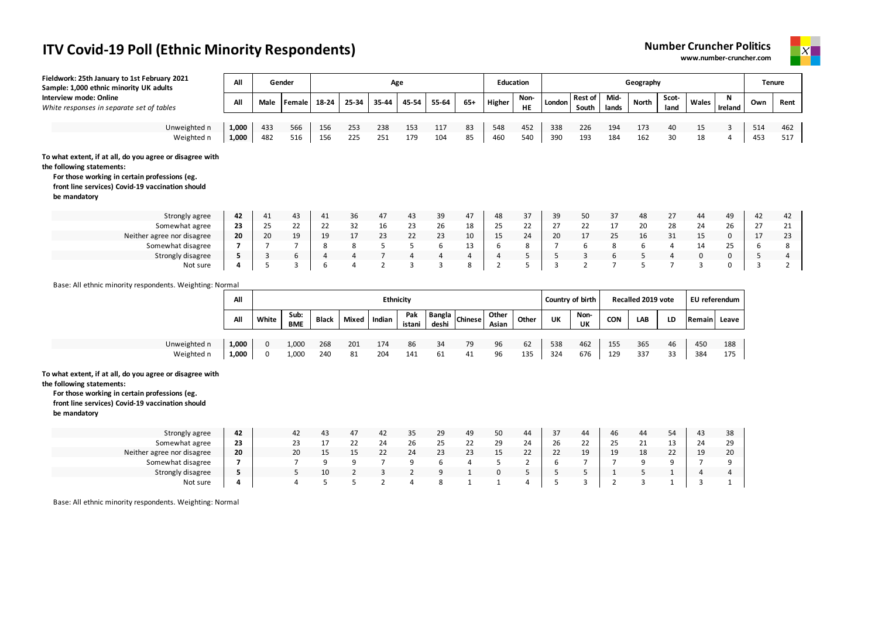# ITV Covid-19 Poll (Ethnic Minority Respondents)

**Number Cruncher Politics**
**www.number-cruncher.com**

**Fieldwork: 25th January to 1st February 2021**
**Sample: 1,000 ethnic minority UK adults**
**Interview mode: Online**
*White responses in separate set of tables*

| | All | Gender | | Age | | | | | | Education | | Geography | | | | | | | Tenure | |
|---|---|---|---|---|---|---|---|---|---|---|---|---|---|---|---|---|---|---|---|---|
| | All | Male | Female | 18-24 | 25-34 | 35-44 | 45-54 | 55-64 | 65+ | Higher | Non-HE | London | Rest of South | Mid-lands | North | Scot-land | Wales | N Ireland | Own | Rent |
| Unweighted n | 1,000 | 433 | 566 | 156 | 253 | 238 | 153 | 117 | 83 | 548 | 452 | 338 | 226 | 194 | 173 | 40 | 15 | 3 | 514 | 462 |
| Weighted n | 1,000 | 482 | 516 | 156 | 225 | 251 | 179 | 104 | 85 | 460 | 540 | 390 | 193 | 184 | 162 | 30 | 18 | 4 | 453 | 517 |

**To what extent, if at all, do you agree or disagree with the following statements:**
**For those working in certain professions (eg. front line services) Covid-19 vaccination should be mandatory**

| | All | Male | Female | 18-24 | 25-34 | 35-44 | 45-54 | 55-64 | 65+ | Higher | Non-HE | London | Rest of South | Mid-lands | North | Scot-land | Wales | N Ireland | Own | Rent |
|---|---|---|---|---|---|---|---|---|---|---|---|---|---|---|---|---|---|---|---|---|
| Strongly agree | **42** | 41 | 43 | 41 | 36 | 47 | 43 | 39 | 47 | 48 | 37 | 39 | 50 | 37 | 48 | 27 | 44 | 49 | 42 | 42 |
| Somewhat agree | **23** | 25 | 22 | 22 | 32 | 16 | 23 | 26 | 18 | 25 | 22 | 27 | 22 | 17 | 20 | 28 | 24 | 26 | 27 | 21 |
| Neither agree nor disagree | **20** | 20 | 19 | 19 | 17 | 23 | 22 | 23 | 10 | 15 | 24 | 20 | 17 | 25 | 16 | 31 | 15 | 0 | 17 | 23 |
| Somewhat disagree | **7** | 7 | 7 | 8 | 8 | 5 | 5 | 6 | 13 | 6 | 8 | 7 | 6 | 8 | 6 | 4 | 14 | 25 | 6 | 8 |
| Strongly disagree | **5** | 3 | 6 | 4 | 4 | 7 | 4 | 4 | 4 | 4 | 5 | 5 | 3 | 6 | 5 | 4 | 0 | 0 | 5 | 4 |
| Not sure | **4** | 5 | 3 | 6 | 4 | 2 | 3 | 3 | 8 | 2 | 5 | 3 | 2 | 7 | 5 | 7 | 3 | 0 | 3 | 2 |

Base: All ethnic minority respondents. Weighting: Normal

| | All | Ethnicity | | | | | | | | | | Country of birth | | Recalled 2019 vote | | | EU referendum | |
|---|---|---|---|---|---|---|---|---|---|---|---|---|---|---|---|---|---|---|
| | All | White | Sub: BME | Black | Mixed | Indian | Pak istani | Bangla deshi | Chinese | Other Asian | Other | UK | Non-UK | CON | LAB | LD | Remain | Leave |
| Unweighted n | 1,000 | 0 | 1,000 | 268 | 201 | 174 | 86 | 34 | 79 | 96 | 62 | 538 | 462 | 155 | 365 | 46 | 450 | 188 |
| Weighted n | 1,000 | 0 | 1,000 | 240 | 81 | 204 | 141 | 61 | 41 | 96 | 135 | 324 | 676 | 129 | 337 | 33 | 384 | 175 |

**To what extent, if at all, do you agree or disagree with the following statements:**
**For those working in certain professions (eg. front line services) Covid-19 vaccination should be mandatory**

| | All | White | Sub: BME | Black | Mixed | Indian | Pak istani | Bangla deshi | Chinese | Other Asian | Other | UK | Non-UK | CON | LAB | LD | Remain | Leave |
|---|---|---|---|---|---|---|---|---|---|---|---|---|---|---|---|---|---|---|
| Strongly agree | **42** | | 42 | 43 | 47 | 42 | 35 | 29 | 49 | 50 | 44 | 37 | 44 | 46 | 44 | 54 | 43 | 38 |
| Somewhat agree | **23** | | 23 | 17 | 22 | 24 | 26 | 25 | 22 | 29 | 24 | 26 | 22 | 25 | 21 | 13 | 24 | 29 |
| Neither agree nor disagree | **20** | | 20 | 15 | 15 | 22 | 24 | 23 | 23 | 15 | 22 | 22 | 19 | 19 | 18 | 22 | 19 | 20 |
| Somewhat disagree | **7** | | 7 | 9 | 9 | 7 | 9 | 6 | 4 | 5 | 2 | 6 | 7 | 7 | 9 | 9 | 7 | 9 |
| Strongly disagree | **5** | | 5 | 10 | 2 | 3 | 2 | 9 | 1 | 0 | 5 | 5 | 5 | 1 | 5 | 1 | 4 | 4 |
| Not sure | **4** | | 4 | 5 | 5 | 2 | 4 | 8 | 1 | 1 | 4 | 5 | 3 | 2 | 3 | 1 | 3 | 1 |

Base: All ethnic minority respondents. Weighting: Normal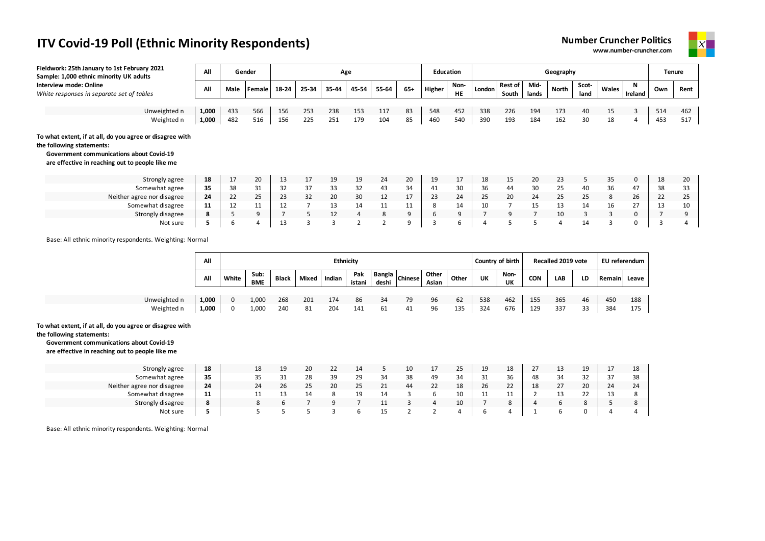# ITV Covid-19 Poll (Ethnic Minority Respondents)

**Number Cruncher Politics**
**www.number-cruncher.com**

**Fieldwork: 25th January to 1st February 2021**
**Sample: 1,000 ethnic minority UK adults**
**Interview mode: Online**
*White responses in separate set of tables*

| | All | Gender | | Age | | | | | | Education | | Geography | | | | | | | Tenure | |
|---|---|---|---|---|---|---|---|---|---|---|---|---|---|---|---|---|---|---|---|---|
| | All | Male | Female | 18-24 | 25-34 | 35-44 | 45-54 | 55-64 | 65+ | Higher | Non-HE | London | Rest of South | Mid-lands | North | Scot-land | Wales | N Ireland | Own | Rent |
| Unweighted n | 1,000 | 433 | 566 | 156 | 253 | 238 | 153 | 117 | 83 | 548 | 452 | 338 | 226 | 194 | 173 | 40 | 15 | 3 | 514 | 462 |
| Weighted n | 1,000 | 482 | 516 | 156 | 225 | 251 | 179 | 104 | 85 | 460 | 540 | 390 | 193 | 184 | 162 | 30 | 18 | 4 | 453 | 517 |

**To what extent, if at all, do you agree or disagree with the following statements:**
**Government communications about Covid-19 are effective in reaching out to people like me**

| | All | Male | Female | 18-24 | 25-34 | 35-44 | 45-54 | 55-64 | 65+ | Higher | Non-HE | London | Rest of South | Mid-lands | North | Scot-land | Wales | N Ireland | Own | Rent |
|---|---|---|---|---|---|---|---|---|---|---|---|---|---|---|---|---|---|---|---|---|
| Strongly agree | **18** | 17 | 20 | 13 | 17 | 19 | 19 | 24 | 20 | 19 | 17 | 18 | 15 | 20 | 23 | 5 | 35 | 0 | 18 | 20 |
| Somewhat agree | **35** | 38 | 31 | 32 | 37 | 33 | 32 | 43 | 34 | 41 | 30 | 36 | 44 | 30 | 25 | 40 | 36 | 47 | 38 | 33 |
| Neither agree nor disagree | **24** | 22 | 25 | 23 | 32 | 20 | 30 | 12 | 17 | 23 | 24 | 25 | 20 | 24 | 25 | 25 | 8 | 26 | 22 | 25 |
| Somewhat disagree | **11** | 12 | 11 | 12 | 7 | 13 | 14 | 11 | 11 | 8 | 14 | 10 | 7 | 15 | 13 | 14 | 16 | 27 | 13 | 10 |
| Strongly disagree | **8** | 5 | 9 | 7 | 5 | 12 | 4 | 8 | 9 | 6 | 9 | 7 | 9 | 7 | 10 | 3 | 3 | 0 | 7 | 9 |
| Not sure | **5** | 6 | 4 | 13 | 3 | 3 | 2 | 2 | 9 | 3 | 6 | 4 | 5 | 5 | 4 | 14 | 3 | 0 | 3 | 4 |

Base: All ethnic minority respondents. Weighting: Normal

| | All | Ethnicity | | | | | | | | | | Country of birth | | Recalled 2019 vote | | | EU referendum | |
|---|---|---|---|---|---|---|---|---|---|---|---|---|---|---|---|---|---|---|
| | All | White | Sub: BME | Black | Mixed | Indian | Pakistani | Bangladeshi | Chinese | Other Asian | Other | UK | Non-UK | CON | LAB | LD | Remain | Leave |
| Unweighted n | 1,000 | 0 | 1,000 | 268 | 201 | 174 | 86 | 34 | 79 | 96 | 62 | 538 | 462 | 155 | 365 | 46 | 450 | 188 |
| Weighted n | 1,000 | 0 | 1,000 | 240 | 81 | 204 | 141 | 61 | 41 | 96 | 135 | 324 | 676 | 129 | 337 | 33 | 384 | 175 |

**To what extent, if at all, do you agree or disagree with the following statements:**
**Government communications about Covid-19 are effective in reaching out to people like me**

| | All | White | Sub: BME | Black | Mixed | Indian | Pakistani | Bangladeshi | Chinese | Other Asian | Other | UK | Non-UK | CON | LAB | LD | Remain | Leave |
|---|---|---|---|---|---|---|---|---|---|---|---|---|---|---|---|---|---|---|
| Strongly agree | **18** | | 18 | 19 | 20 | 22 | 14 | 5 | 10 | 17 | 25 | 19 | 18 | 27 | 13 | 19 | 17 | 18 |
| Somewhat agree | **35** | | 35 | 31 | 28 | 39 | 29 | 34 | 38 | 49 | 34 | 31 | 36 | 48 | 34 | 32 | 37 | 38 |
| Neither agree nor disagree | **24** | | 24 | 26 | 25 | 20 | 25 | 21 | 44 | 22 | 18 | 26 | 22 | 18 | 27 | 20 | 24 | 24 |
| Somewhat disagree | **11** | | 11 | 13 | 14 | 8 | 19 | 14 | 3 | 6 | 10 | 11 | 11 | 2 | 13 | 22 | 13 | 8 |
| Strongly disagree | **8** | | 8 | 6 | 7 | 9 | 7 | 11 | 3 | 4 | 10 | 7 | 8 | 4 | 6 | 8 | 5 | 8 |
| Not sure | **5** | | 5 | 5 | 5 | 3 | 6 | 15 | 2 | 2 | 4 | 6 | 4 | 1 | 6 | 0 | 4 | 4 |

Base: All ethnic minority respondents. Weighting: Normal